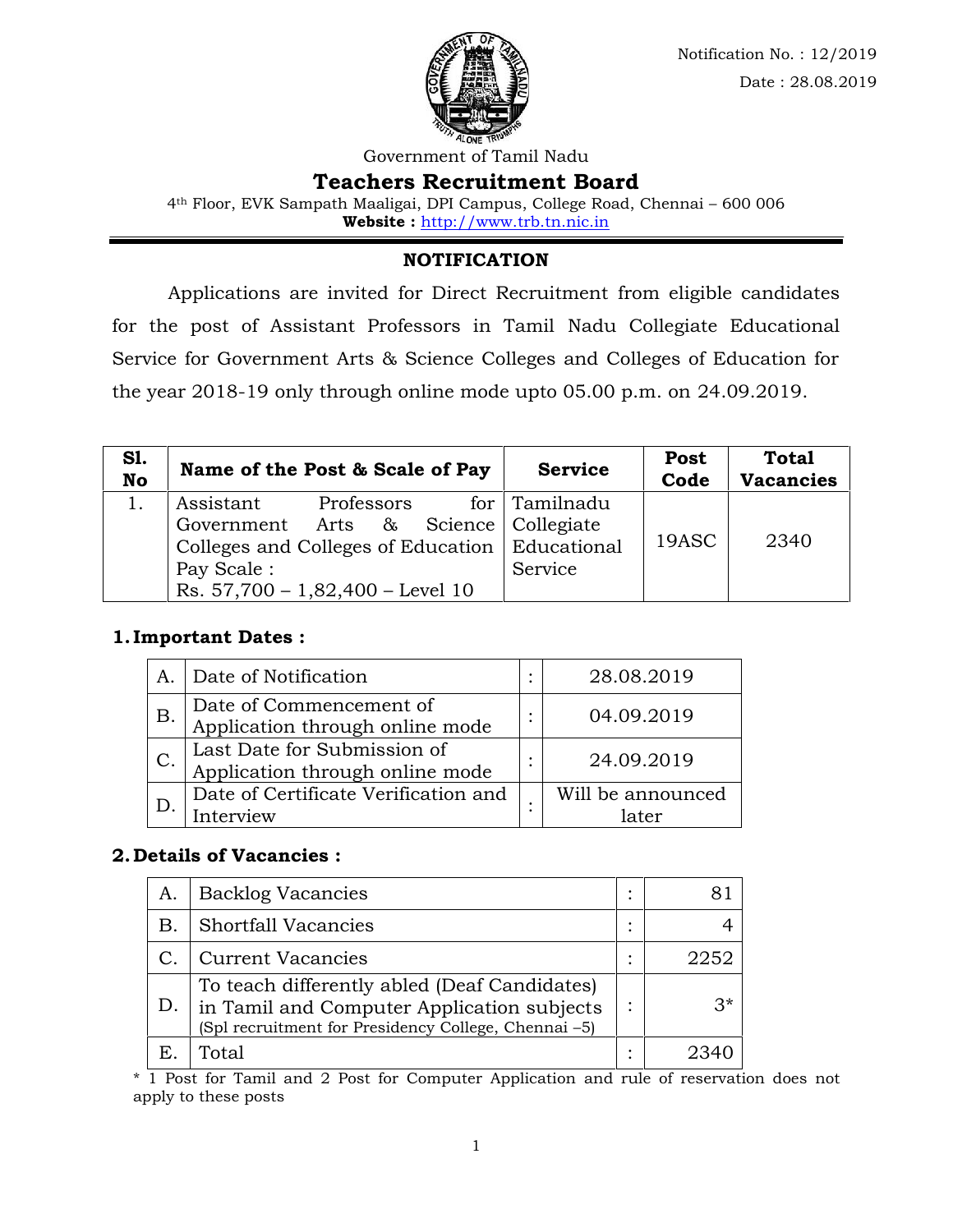Notification No. : 12/2019

Date : 28.08.2019

Government of Tamil Nadu

# Teachers Recruitment Board

4th Floor, EVK Sampath Maaligai, DPI Campus, College Road, Chennai – 600 006

**Website :** http://www.trb.tn.nic.in

## NOTIFICATION

Applications are invited for Direct Recruitment from eligible candidates for the post of Assistant Professors in Tamil Nadu Collegiate Educational Service for Government Arts & Science Colleges and Colleges of Education for the year 2018-19 only through online mode upto 05.00 p.m. on 24.09.2019.

| Sl. No | Name of the Post & Scale of Pay | Service | Post Code | Total Vacancies |
|---|---|---|---|---|
| 1. | Assistant Professors for Government Arts & Science Colleges and Colleges of Education Pay Scale : Rs. 57,700 – 1,82,400 – Level 10 | Tamilnadu Collegiate Educational Service | 19ASC | 2340 |

### 1. Important Dates :

| | | | |
|---|---|---|---|
| A. | Date of Notification | : | 28.08.2019 |
| B. | Date of Commencement of Application through online mode | : | 04.09.2019 |
| C. | Last Date for Submission of Application through online mode | : | 24.09.2019 |
| D. | Date of Certificate Verification and Interview | : | Will be announced later |

### 2. Details of Vacancies :

| | | | |
|---|---|---|---|
| A. | Backlog Vacancies | : | 81 |
| B. | Shortfall Vacancies | : | 4 |
| C. | Current Vacancies | : | 2252 |
| D. | To teach differently abled (Deaf Candidates) in Tamil and Computer Application subjects (Spl recruitment for Presidency College, Chennai –5) | : | 3* |
| E. | Total | : | 2340 |

\* 1 Post for Tamil and 2 Post for Computer Application and rule of reservation does not apply to these posts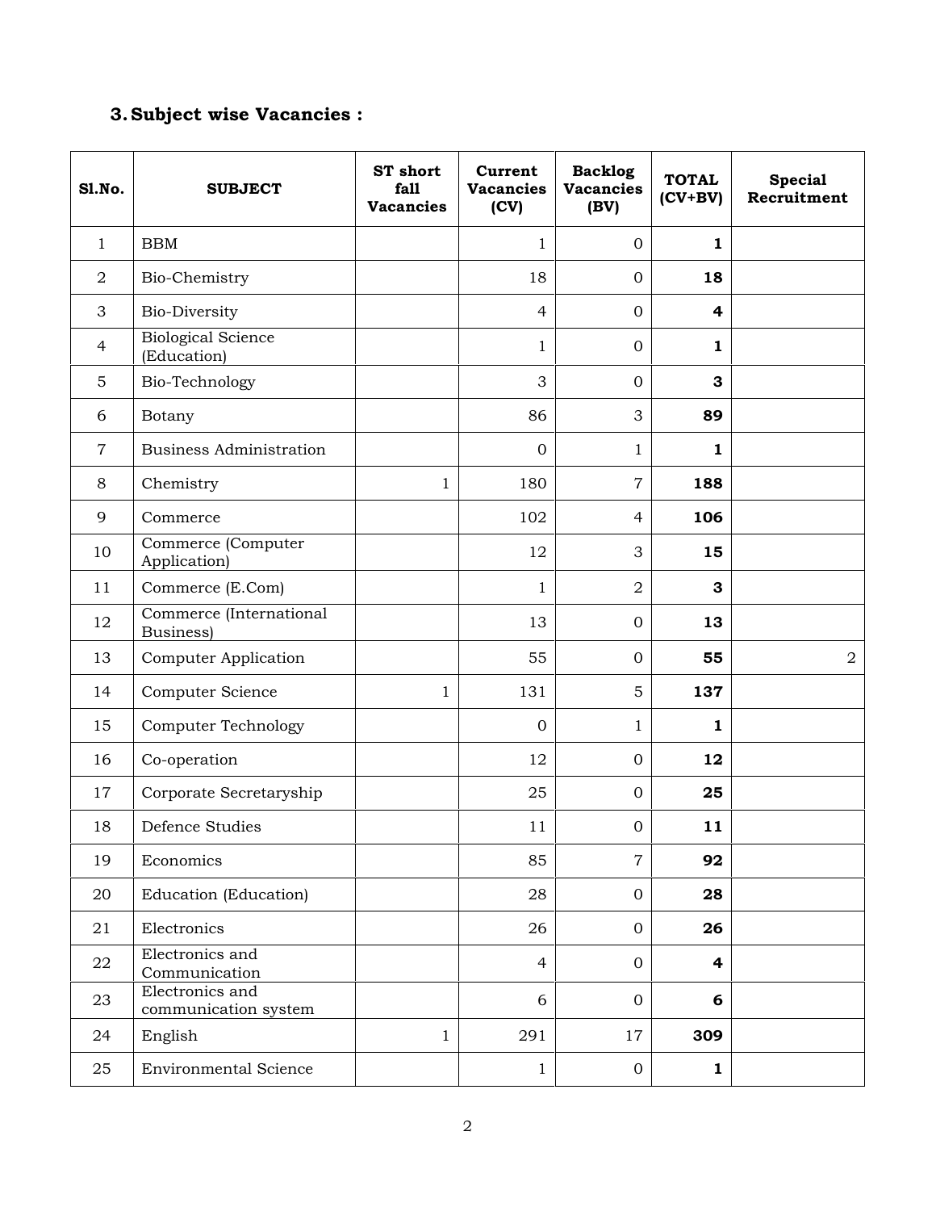## 3. Subject wise Vacancies :

| Sl.No. | SUBJECT | ST short fall Vacancies | Current Vacancies (CV) | Backlog Vacancies (BV) | TOTAL (CV+BV) | Special Recruitment |
|---|---|---|---|---|---|---|
| 1 | BBM | | 1 | 0 | **1** | |
| 2 | Bio-Chemistry | | 18 | 0 | **18** | |
| 3 | Bio-Diversity | | 4 | 0 | **4** | |
| 4 | Biological Science (Education) | | 1 | 0 | **1** | |
| 5 | Bio-Technology | | 3 | 0 | **3** | |
| 6 | Botany | | 86 | 3 | **89** | |
| 7 | Business Administration | | 0 | 1 | **1** | |
| 8 | Chemistry | 1 | 180 | 7 | **188** | |
| 9 | Commerce | | 102 | 4 | **106** | |
| 10 | Commerce (Computer Application) | | 12 | 3 | **15** | |
| 11 | Commerce (E.Com) | | 1 | 2 | **3** | |
| 12 | Commerce (International Business) | | 13 | 0 | **13** | |
| 13 | Computer Application | | 55 | 0 | **55** | 2 |
| 14 | Computer Science | 1 | 131 | 5 | **137** | |
| 15 | Computer Technology | | 0 | 1 | **1** | |
| 16 | Co-operation | | 12 | 0 | **12** | |
| 17 | Corporate Secretaryship | | 25 | 0 | **25** | |
| 18 | Defence Studies | | 11 | 0 | **11** | |
| 19 | Economics | | 85 | 7 | **92** | |
| 20 | Education (Education) | | 28 | 0 | **28** | |
| 21 | Electronics | | 26 | 0 | **26** | |
| 22 | Electronics and Communication | | 4 | 0 | **4** | |
| 23 | Electronics and communication system | | 6 | 0 | **6** | |
| 24 | English | 1 | 291 | 17 | **309** | |
| 25 | Environmental Science | | 1 | 0 | **1** | |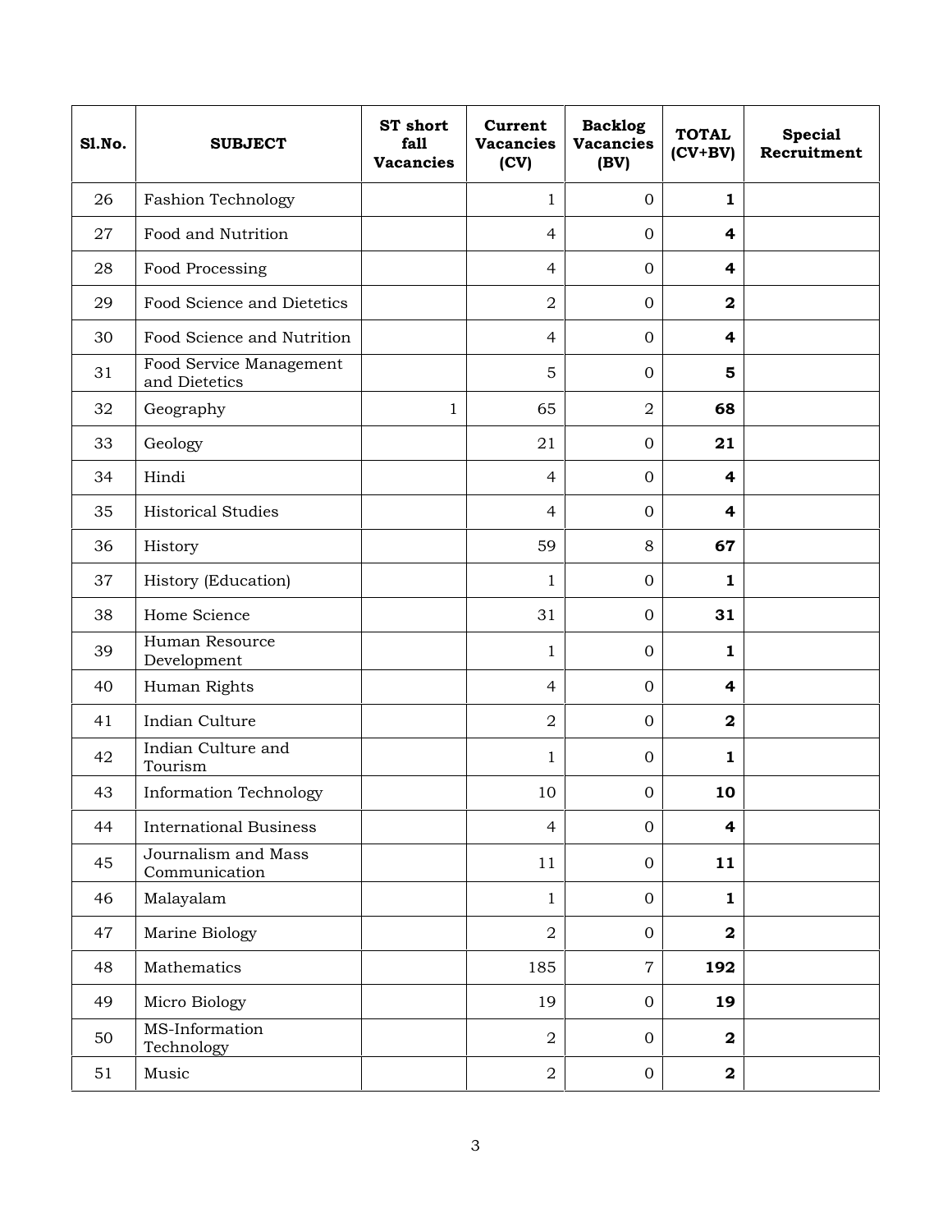| Sl.No. | SUBJECT | ST short fall Vacancies | Current Vacancies (CV) | Backlog Vacancies (BV) | TOTAL (CV+BV) | Special Recruitment |
|---|---|---|---|---|---|---|
| 26 | Fashion Technology | | 1 | 0 | **1** | |
| 27 | Food and Nutrition | | 4 | 0 | **4** | |
| 28 | Food Processing | | 4 | 0 | **4** | |
| 29 | Food Science and Dietetics | | 2 | 0 | **2** | |
| 30 | Food Science and Nutrition | | 4 | 0 | **4** | |
| 31 | Food Service Management and Dietetics | | 5 | 0 | **5** | |
| 32 | Geography | 1 | 65 | 2 | **68** | |
| 33 | Geology | | 21 | 0 | **21** | |
| 34 | Hindi | | 4 | 0 | **4** | |
| 35 | Historical Studies | | 4 | 0 | **4** | |
| 36 | History | | 59 | 8 | **67** | |
| 37 | History (Education) | | 1 | 0 | **1** | |
| 38 | Home Science | | 31 | 0 | **31** | |
| 39 | Human Resource Development | | 1 | 0 | **1** | |
| 40 | Human Rights | | 4 | 0 | **4** | |
| 41 | Indian Culture | | 2 | 0 | **2** | |
| 42 | Indian Culture and Tourism | | 1 | 0 | **1** | |
| 43 | Information Technology | | 10 | 0 | **10** | |
| 44 | International Business | | 4 | 0 | **4** | |
| 45 | Journalism and Mass Communication | | 11 | 0 | **11** | |
| 46 | Malayalam | | 1 | 0 | **1** | |
| 47 | Marine Biology | | 2 | 0 | **2** | |
| 48 | Mathematics | | 185 | 7 | **192** | |
| 49 | Micro Biology | | 19 | 0 | **19** | |
| 50 | MS-Information Technology | | 2 | 0 | **2** | |
| 51 | Music | | 2 | 0 | **2** | |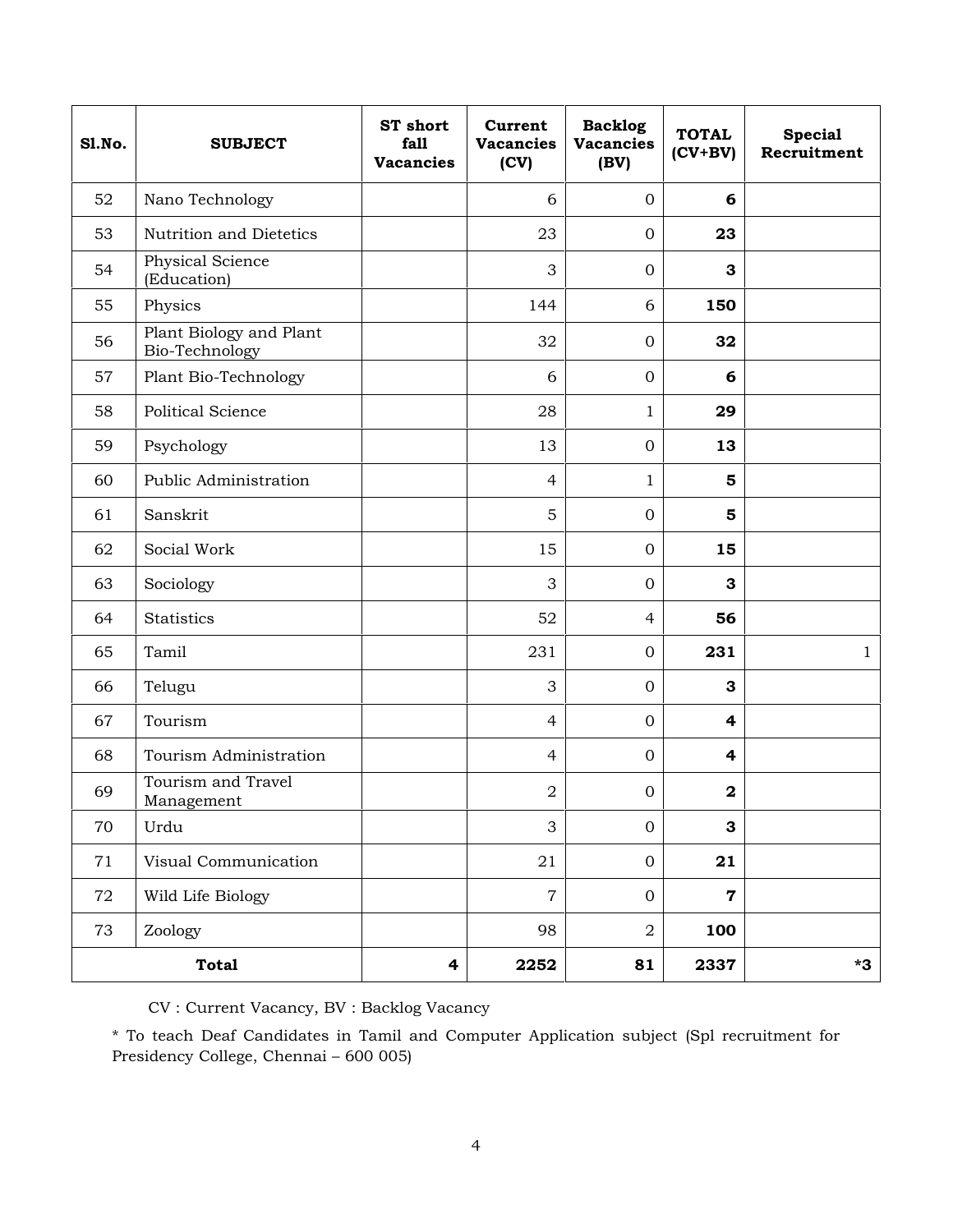| Sl.No. | SUBJECT | ST short fall Vacancies | Current Vacancies (CV) | Backlog Vacancies (BV) | TOTAL (CV+BV) | Special Recruitment |
|---|---|---|---|---|---|---|
| 52 | Nano Technology | | 6 | 0 | **6** | |
| 53 | Nutrition and Dietetics | | 23 | 0 | **23** | |
| 54 | Physical Science (Education) | | 3 | 0 | **3** | |
| 55 | Physics | | 144 | 6 | **150** | |
| 56 | Plant Biology and Plant Bio-Technology | | 32 | 0 | **32** | |
| 57 | Plant Bio-Technology | | 6 | 0 | **6** | |
| 58 | Political Science | | 28 | 1 | **29** | |
| 59 | Psychology | | 13 | 0 | **13** | |
| 60 | Public Administration | | 4 | 1 | **5** | |
| 61 | Sanskrit | | 5 | 0 | **5** | |
| 62 | Social Work | | 15 | 0 | **15** | |
| 63 | Sociology | | 3 | 0 | **3** | |
| 64 | Statistics | | 52 | 4 | **56** | |
| 65 | Tamil | | 231 | 0 | **231** | 1 |
| 66 | Telugu | | 3 | 0 | **3** | |
| 67 | Tourism | | 4 | 0 | **4** | |
| 68 | Tourism Administration | | 4 | 0 | **4** | |
| 69 | Tourism and Travel Management | | 2 | 0 | **2** | |
| 70 | Urdu | | 3 | 0 | **3** | |
| 71 | Visual Communication | | 21 | 0 | **21** | |
| 72 | Wild Life Biology | | 7 | 0 | **7** | |
| 73 | Zoology | | 98 | 2 | **100** | |
| **Total** | | **4** | **2252** | **81** | **2337** | ***3** |

CV : Current Vacancy, BV : Backlog Vacancy

* To teach Deaf Candidates in Tamil and Computer Application subject (Spl recruitment for Presidency College, Chennai – 600 005)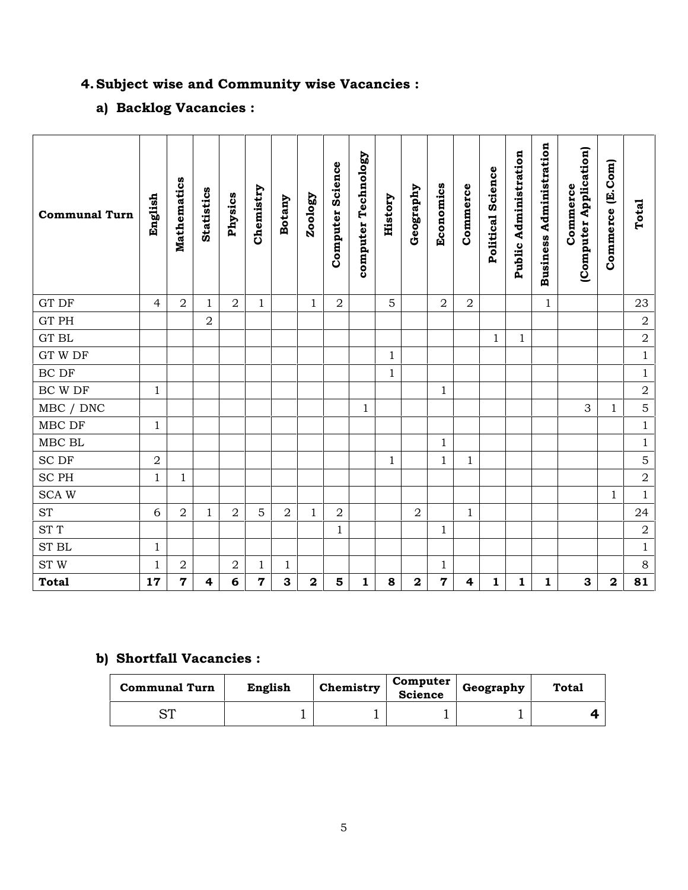## 4. Subject wise and Community wise Vacancies :

### a) Backlog Vacancies :

| Communal Turn | English | Mathematics | Statistics | Physics | Chemistry | Botany | Zoology | Computer Science | computer Technology | History | Geography | Economics | Commerce | Political Science | Public Administration | Business Administration | Commerce (Computer Application) | Commerce (E.Com) | Total |
|---|---|---|---|---|---|---|---|---|---|---|---|---|---|---|---|---|---|---|---|
| GT DF | 4 | 2 | 1 | 2 | 1 | | 1 | 2 | | 5 | | 2 | 2 | | | 1 | | | 23 |
| GT PH | | | 2 | | | | | | | | | | | | | | | | 2 |
| GT BL | | | | | | | | | | | | | | 1 | 1 | | | | 2 |
| GT W DF | | | | | | | | | | 1 | | | | | | | | | 1 |
| BC DF | | | | | | | | | | 1 | | | | | | | | | 1 |
| BC W DF | 1 | | | | | | | | | | | 1 | | | | | | | 2 |
| MBC / DNC | | | | | | | | | 1 | | | | | | | | 3 | 1 | 5 |
| MBC DF | 1 | | | | | | | | | | | | | | | | | | 1 |
| MBC BL | | | | | | | | | | | | 1 | | | | | | | 1 |
| SC DF | 2 | | | | | | | | | 1 | | 1 | 1 | | | | | | 5 |
| SC PH | 1 | 1 | | | | | | | | | | | | | | | | | 2 |
| SCA W | | | | | | | | | | | | | | | | | | 1 | 1 |
| ST | 6 | 2 | 1 | 2 | 5 | 2 | 1 | 2 | | | 2 | | 1 | | | | | | 24 |
| ST T | | | | | | | | 1 | | | | 1 | | | | | | | 2 |
| ST BL | 1 | | | | | | | | | | | | | | | | | | 1 |
| ST W | 1 | 2 | | 2 | 1 | 1 | | | | | | 1 | | | | | | | 8 |
| **Total** | **17** | **7** | **4** | **6** | **7** | **3** | **2** | **5** | **1** | **8** | **2** | **7** | **4** | **1** | **1** | **1** | **3** | **2** | **81** |

### b) Shortfall Vacancies :

| Communal Turn | English | Chemistry | Computer Science | Geography | Total |
|---|---|---|---|---|---|
| ST | 1 | 1 | 1 | 1 | **4** |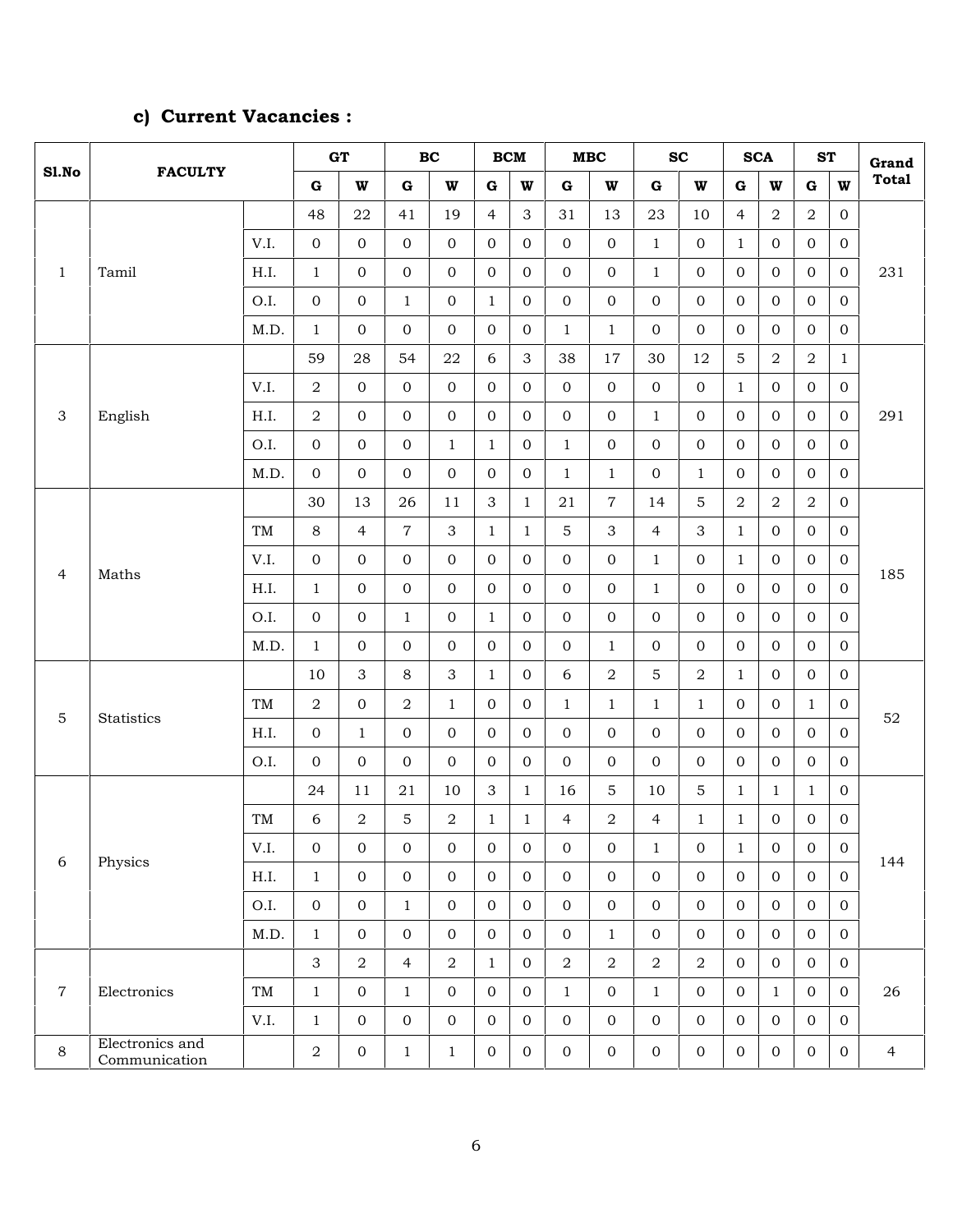### c) Current Vacancies :

| Sl.No | FACULTY | | GT | | BC | | BCM | | MBC | | SC | | SCA | | ST | | Grand Total |
|---|---|---|---|---|---|---|---|---|---|---|---|---|---|---|---|---|---|
| | | | G | W | G | W | G | W | G | W | G | W | G | W | G | W | |
| 1 | Tamil | | 48 | 22 | 41 | 19 | 4 | 3 | 31 | 13 | 23 | 10 | 4 | 2 | 2 | 0 | 231 |
| | | V.I. | 0 | 0 | 0 | 0 | 0 | 0 | 0 | 0 | 1 | 0 | 1 | 0 | 0 | 0 | |
| | | H.I. | 1 | 0 | 0 | 0 | 0 | 0 | 0 | 0 | 1 | 0 | 0 | 0 | 0 | 0 | |
| | | O.I. | 0 | 0 | 1 | 0 | 1 | 0 | 0 | 0 | 0 | 0 | 0 | 0 | 0 | 0 | |
| | | M.D. | 1 | 0 | 0 | 0 | 0 | 0 | 1 | 1 | 0 | 0 | 0 | 0 | 0 | 0 | |
| 3 | English | | 59 | 28 | 54 | 22 | 6 | 3 | 38 | 17 | 30 | 12 | 5 | 2 | 2 | 1 | 291 |
| | | V.I. | 2 | 0 | 0 | 0 | 0 | 0 | 0 | 0 | 0 | 0 | 1 | 0 | 0 | 0 | |
| | | H.I. | 2 | 0 | 0 | 0 | 0 | 0 | 0 | 0 | 1 | 0 | 0 | 0 | 0 | 0 | |
| | | O.I. | 0 | 0 | 0 | 1 | 1 | 0 | 1 | 0 | 0 | 0 | 0 | 0 | 0 | 0 | |
| | | M.D. | 0 | 0 | 0 | 0 | 0 | 0 | 1 | 1 | 0 | 1 | 0 | 0 | 0 | 0 | |
| 4 | Maths | | 30 | 13 | 26 | 11 | 3 | 1 | 21 | 7 | 14 | 5 | 2 | 2 | 2 | 0 | 185 |
| | | TM | 8 | 4 | 7 | 3 | 1 | 1 | 5 | 3 | 4 | 3 | 1 | 0 | 0 | 0 | |
| | | V.I. | 0 | 0 | 0 | 0 | 0 | 0 | 0 | 0 | 1 | 0 | 1 | 0 | 0 | 0 | |
| | | H.I. | 1 | 0 | 0 | 0 | 0 | 0 | 0 | 0 | 1 | 0 | 0 | 0 | 0 | 0 | |
| | | O.I. | 0 | 0 | 1 | 0 | 1 | 0 | 0 | 0 | 0 | 0 | 0 | 0 | 0 | 0 | |
| | | M.D. | 1 | 0 | 0 | 0 | 0 | 0 | 0 | 1 | 0 | 0 | 0 | 0 | 0 | 0 | |
| 5 | Statistics | | 10 | 3 | 8 | 3 | 1 | 0 | 6 | 2 | 5 | 2 | 1 | 0 | 0 | 0 | 52 |
| | | TM | 2 | 0 | 2 | 1 | 0 | 0 | 1 | 1 | 1 | 1 | 0 | 0 | 1 | 0 | |
| | | H.I. | 0 | 1 | 0 | 0 | 0 | 0 | 0 | 0 | 0 | 0 | 0 | 0 | 0 | 0 | |
| | | O.I. | 0 | 0 | 0 | 0 | 0 | 0 | 0 | 0 | 0 | 0 | 0 | 0 | 0 | 0 | |
| 6 | Physics | | 24 | 11 | 21 | 10 | 3 | 1 | 16 | 5 | 10 | 5 | 1 | 1 | 1 | 0 | 144 |
| | | TM | 6 | 2 | 5 | 2 | 1 | 1 | 4 | 2 | 4 | 1 | 1 | 0 | 0 | 0 | |
| | | V.I. | 0 | 0 | 0 | 0 | 0 | 0 | 0 | 0 | 1 | 0 | 1 | 0 | 0 | 0 | |
| | | H.I. | 1 | 0 | 0 | 0 | 0 | 0 | 0 | 0 | 0 | 0 | 0 | 0 | 0 | 0 | |
| | | O.I. | 0 | 0 | 1 | 0 | 0 | 0 | 0 | 0 | 0 | 0 | 0 | 0 | 0 | 0 | |
| | | M.D. | 1 | 0 | 0 | 0 | 0 | 0 | 0 | 1 | 0 | 0 | 0 | 0 | 0 | 0 | |
| 7 | Electronics | | 3 | 2 | 4 | 2 | 1 | 0 | 2 | 2 | 2 | 2 | 0 | 0 | 0 | 0 | 26 |
| | | TM | 1 | 0 | 1 | 0 | 0 | 0 | 1 | 0 | 1 | 0 | 0 | 1 | 0 | 0 | |
| | | V.I. | 1 | 0 | 0 | 0 | 0 | 0 | 0 | 0 | 0 | 0 | 0 | 0 | 0 | 0 | |
| 8 | Electronics and Communication | | 2 | 0 | 1 | 1 | 0 | 0 | 0 | 0 | 0 | 0 | 0 | 0 | 0 | 0 | 4 |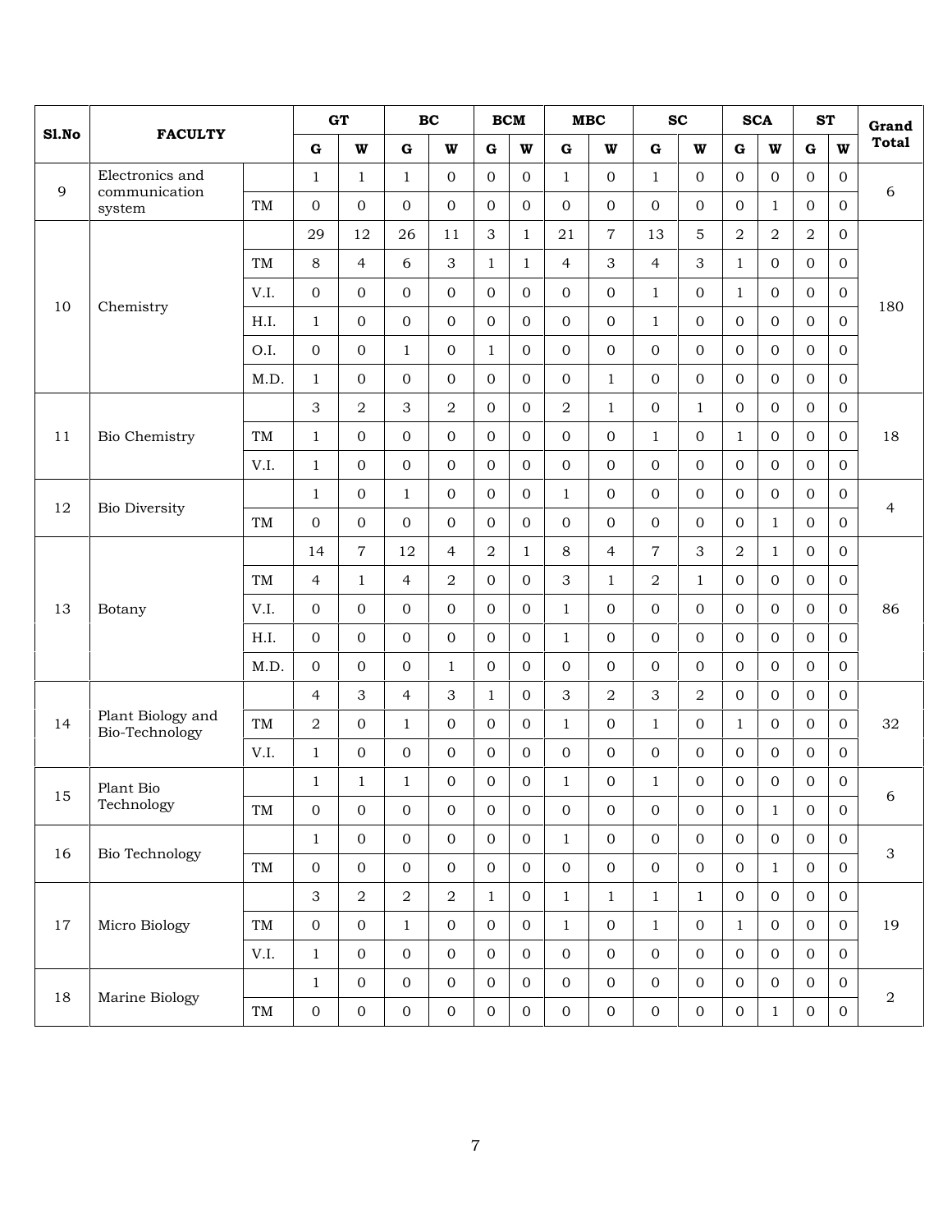| Sl.No | FACULTY | | GT | | BC | | BCM | | MBC | | SC | | SCA | | ST | | Grand Total |
|---|---|---|---|---|---|---|---|---|---|---|---|---|---|---|---|---|---|
| | | | G | W | G | W | G | W | G | W | G | W | G | W | G | W | |
| 9 | Electronics and communication system | | 1 | 1 | 1 | 0 | 0 | 0 | 1 | 0 | 1 | 0 | 0 | 0 | 0 | 0 | 6 |
| | | TM | 0 | 0 | 0 | 0 | 0 | 0 | 0 | 0 | 0 | 0 | 0 | 1 | 0 | 0 | |
| 10 | Chemistry | | 29 | 12 | 26 | 11 | 3 | 1 | 21 | 7 | 13 | 5 | 2 | 2 | 2 | 0 | 180 |
| | | TM | 8 | 4 | 6 | 3 | 1 | 1 | 4 | 3 | 4 | 3 | 1 | 0 | 0 | 0 | |
| | | V.I. | 0 | 0 | 0 | 0 | 0 | 0 | 0 | 0 | 1 | 0 | 1 | 0 | 0 | 0 | |
| | | H.I. | 1 | 0 | 0 | 0 | 0 | 0 | 0 | 0 | 1 | 0 | 0 | 0 | 0 | 0 | |
| | | O.I. | 0 | 0 | 1 | 0 | 1 | 0 | 0 | 0 | 0 | 0 | 0 | 0 | 0 | 0 | |
| | | M.D. | 1 | 0 | 0 | 0 | 0 | 0 | 0 | 1 | 0 | 0 | 0 | 0 | 0 | 0 | |
| 11 | Bio Chemistry | | 3 | 2 | 3 | 2 | 0 | 0 | 2 | 1 | 0 | 1 | 0 | 0 | 0 | 0 | 18 |
| | | TM | 1 | 0 | 0 | 0 | 0 | 0 | 0 | 0 | 1 | 0 | 1 | 0 | 0 | 0 | |
| | | V.I. | 1 | 0 | 0 | 0 | 0 | 0 | 0 | 0 | 0 | 0 | 0 | 0 | 0 | 0 | |
| 12 | Bio Diversity | | 1 | 0 | 1 | 0 | 0 | 0 | 1 | 0 | 0 | 0 | 0 | 0 | 0 | 0 | 4 |
| | | TM | 0 | 0 | 0 | 0 | 0 | 0 | 0 | 0 | 0 | 0 | 0 | 1 | 0 | 0 | |
| 13 | Botany | | 14 | 7 | 12 | 4 | 2 | 1 | 8 | 4 | 7 | 3 | 2 | 1 | 0 | 0 | 86 |
| | | TM | 4 | 1 | 4 | 2 | 0 | 0 | 3 | 1 | 2 | 1 | 0 | 0 | 0 | 0 | |
| | | V.I. | 0 | 0 | 0 | 0 | 0 | 0 | 1 | 0 | 0 | 0 | 0 | 0 | 0 | 0 | |
| | | H.I. | 0 | 0 | 0 | 0 | 0 | 0 | 1 | 0 | 0 | 0 | 0 | 0 | 0 | 0 | |
| | | M.D. | 0 | 0 | 0 | 1 | 0 | 0 | 0 | 0 | 0 | 0 | 0 | 0 | 0 | 0 | |
| 14 | Plant Biology and Bio-Technology | | 4 | 3 | 4 | 3 | 1 | 0 | 3 | 2 | 3 | 2 | 0 | 0 | 0 | 0 | 32 |
| | | TM | 2 | 0 | 1 | 0 | 0 | 0 | 1 | 0 | 1 | 0 | 1 | 0 | 0 | 0 | |
| | | V.I. | 1 | 0 | 0 | 0 | 0 | 0 | 0 | 0 | 0 | 0 | 0 | 0 | 0 | 0 | |
| 15 | Plant Bio Technology | | 1 | 1 | 1 | 0 | 0 | 0 | 1 | 0 | 1 | 0 | 0 | 0 | 0 | 0 | 6 |
| | | TM | 0 | 0 | 0 | 0 | 0 | 0 | 0 | 0 | 0 | 0 | 0 | 1 | 0 | 0 | |
| 16 | Bio Technology | | 1 | 0 | 0 | 0 | 0 | 0 | 1 | 0 | 0 | 0 | 0 | 0 | 0 | 0 | 3 |
| | | TM | 0 | 0 | 0 | 0 | 0 | 0 | 0 | 0 | 0 | 0 | 0 | 1 | 0 | 0 | |
| 17 | Micro Biology | | 3 | 2 | 2 | 2 | 1 | 0 | 1 | 1 | 1 | 1 | 0 | 0 | 0 | 0 | 19 |
| | | TM | 0 | 0 | 1 | 0 | 0 | 0 | 1 | 0 | 1 | 0 | 1 | 0 | 0 | 0 | |
| | | V.I. | 1 | 0 | 0 | 0 | 0 | 0 | 0 | 0 | 0 | 0 | 0 | 0 | 0 | 0 | |
| 18 | Marine Biology | | 1 | 0 | 0 | 0 | 0 | 0 | 0 | 0 | 0 | 0 | 0 | 0 | 0 | 0 | 2 |
| | | TM | 0 | 0 | 0 | 0 | 0 | 0 | 0 | 0 | 0 | 0 | 0 | 1 | 0 | 0 | |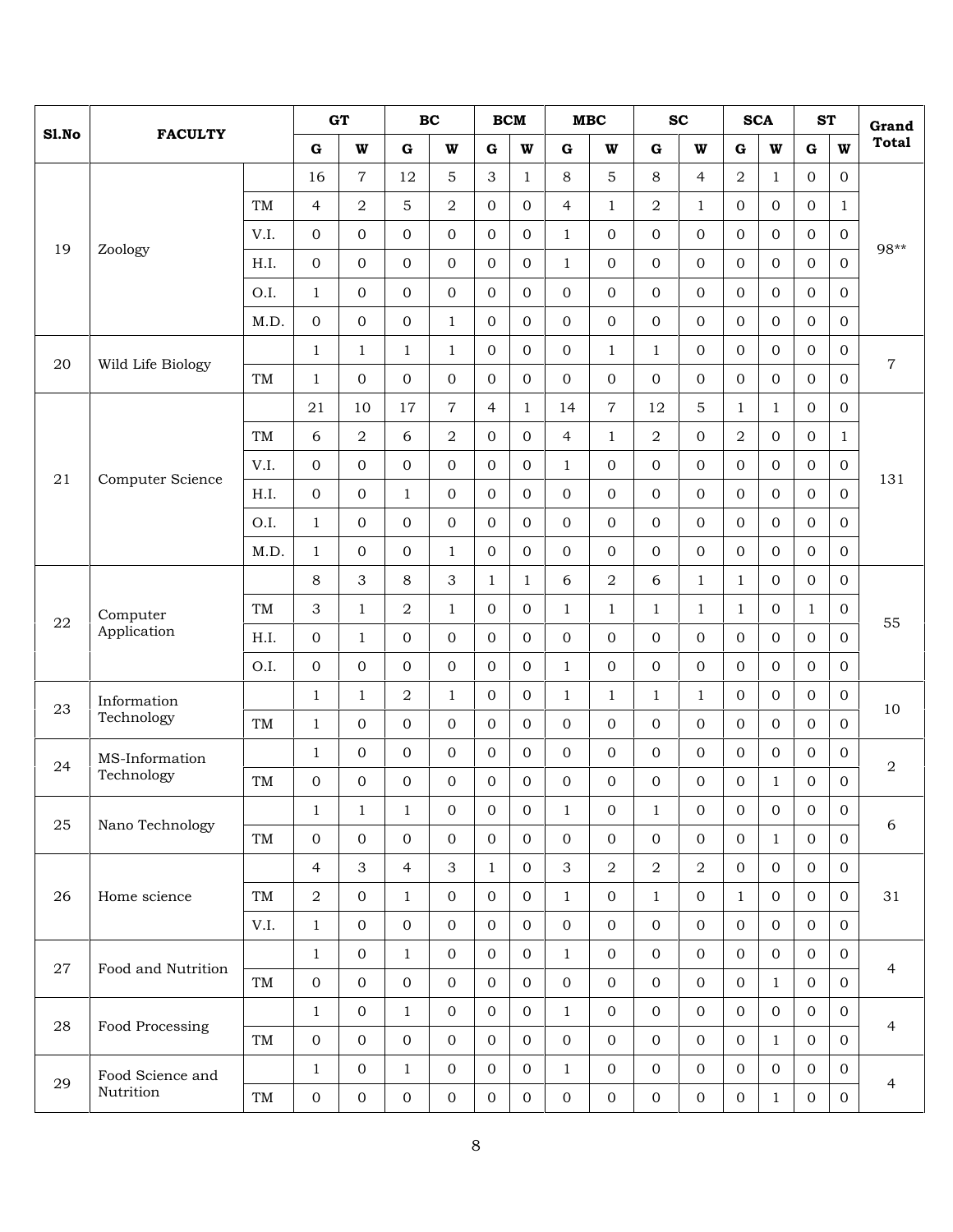| Sl.No | FACULTY | | GT | | BC | | BCM | | MBC | | SC | | SCA | | ST | | Grand Total |
|---|---|---|---|---|---|---|---|---|---|---|---|---|---|---|---|---|---|
| | | | G | W | G | W | G | W | G | W | G | W | G | W | G | W | |
| 19 | Zoology | | 16 | 7 | 12 | 5 | 3 | 1 | 8 | 5 | 8 | 4 | 2 | 1 | 0 | 0 | 98** |
| | | TM | 4 | 2 | 5 | 2 | 0 | 0 | 4 | 1 | 2 | 1 | 0 | 0 | 0 | 1 | |
| | | V.I. | 0 | 0 | 0 | 0 | 0 | 0 | 1 | 0 | 0 | 0 | 0 | 0 | 0 | 0 | |
| | | H.I. | 0 | 0 | 0 | 0 | 0 | 0 | 1 | 0 | 0 | 0 | 0 | 0 | 0 | 0 | |
| | | O.I. | 1 | 0 | 0 | 0 | 0 | 0 | 0 | 0 | 0 | 0 | 0 | 0 | 0 | 0 | |
| | | M.D. | 0 | 0 | 0 | 1 | 0 | 0 | 0 | 0 | 0 | 0 | 0 | 0 | 0 | 0 | |
| 20 | Wild Life Biology | | 1 | 1 | 1 | 1 | 0 | 0 | 0 | 1 | 1 | 0 | 0 | 0 | 0 | 0 | 7 |
| | | TM | 1 | 0 | 0 | 0 | 0 | 0 | 0 | 0 | 0 | 0 | 0 | 0 | 0 | 0 | |
| 21 | Computer Science | | 21 | 10 | 17 | 7 | 4 | 1 | 14 | 7 | 12 | 5 | 1 | 1 | 0 | 0 | 131 |
| | | TM | 6 | 2 | 6 | 2 | 0 | 0 | 4 | 1 | 2 | 0 | 2 | 0 | 0 | 1 | |
| | | V.I. | 0 | 0 | 0 | 0 | 0 | 0 | 1 | 0 | 0 | 0 | 0 | 0 | 0 | 0 | |
| | | H.I. | 0 | 0 | 1 | 0 | 0 | 0 | 0 | 0 | 0 | 0 | 0 | 0 | 0 | 0 | |
| | | O.I. | 1 | 0 | 0 | 0 | 0 | 0 | 0 | 0 | 0 | 0 | 0 | 0 | 0 | 0 | |
| | | M.D. | 1 | 0 | 0 | 1 | 0 | 0 | 0 | 0 | 0 | 0 | 0 | 0 | 0 | 0 | |
| 22 | Computer Application | | 8 | 3 | 8 | 3 | 1 | 1 | 6 | 2 | 6 | 1 | 1 | 0 | 0 | 0 | 55 |
| | | TM | 3 | 1 | 2 | 1 | 0 | 0 | 1 | 1 | 1 | 1 | 1 | 0 | 1 | 0 | |
| | | H.I. | 0 | 1 | 0 | 0 | 0 | 0 | 0 | 0 | 0 | 0 | 0 | 0 | 0 | 0 | |
| | | O.I. | 0 | 0 | 0 | 0 | 0 | 0 | 1 | 0 | 0 | 0 | 0 | 0 | 0 | 0 | |
| 23 | Information Technology | | 1 | 1 | 2 | 1 | 0 | 0 | 1 | 1 | 1 | 1 | 0 | 0 | 0 | 0 | 10 |
| | | TM | 1 | 0 | 0 | 0 | 0 | 0 | 0 | 0 | 0 | 0 | 0 | 0 | 0 | 0 | |
| 24 | MS-Information Technology | | 1 | 0 | 0 | 0 | 0 | 0 | 0 | 0 | 0 | 0 | 0 | 0 | 0 | 0 | 2 |
| | | TM | 0 | 0 | 0 | 0 | 0 | 0 | 0 | 0 | 0 | 0 | 0 | 1 | 0 | 0 | |
| 25 | Nano Technology | | 1 | 1 | 1 | 0 | 0 | 0 | 1 | 0 | 1 | 0 | 0 | 0 | 0 | 0 | 6 |
| | | TM | 0 | 0 | 0 | 0 | 0 | 0 | 0 | 0 | 0 | 0 | 0 | 1 | 0 | 0 | |
| 26 | Home science | | 4 | 3 | 4 | 3 | 1 | 0 | 3 | 2 | 2 | 2 | 0 | 0 | 0 | 0 | 31 |
| | | TM | 2 | 0 | 1 | 0 | 0 | 0 | 1 | 0 | 1 | 0 | 1 | 0 | 0 | 0 | |
| | | V.I. | 1 | 0 | 0 | 0 | 0 | 0 | 0 | 0 | 0 | 0 | 0 | 0 | 0 | 0 | |
| 27 | Food and Nutrition | | 1 | 0 | 1 | 0 | 0 | 0 | 1 | 0 | 0 | 0 | 0 | 0 | 0 | 0 | 4 |
| | | TM | 0 | 0 | 0 | 0 | 0 | 0 | 0 | 0 | 0 | 0 | 0 | 1 | 0 | 0 | |
| 28 | Food Processing | | 1 | 0 | 1 | 0 | 0 | 0 | 1 | 0 | 0 | 0 | 0 | 0 | 0 | 0 | 4 |
| | | TM | 0 | 0 | 0 | 0 | 0 | 0 | 0 | 0 | 0 | 0 | 0 | 1 | 0 | 0 | |
| 29 | Food Science and Nutrition | | 1 | 0 | 1 | 0 | 0 | 0 | 1 | 0 | 0 | 0 | 0 | 0 | 0 | 0 | 4 |
| | | TM | 0 | 0 | 0 | 0 | 0 | 0 | 0 | 0 | 0 | 0 | 0 | 1 | 0 | 0 | |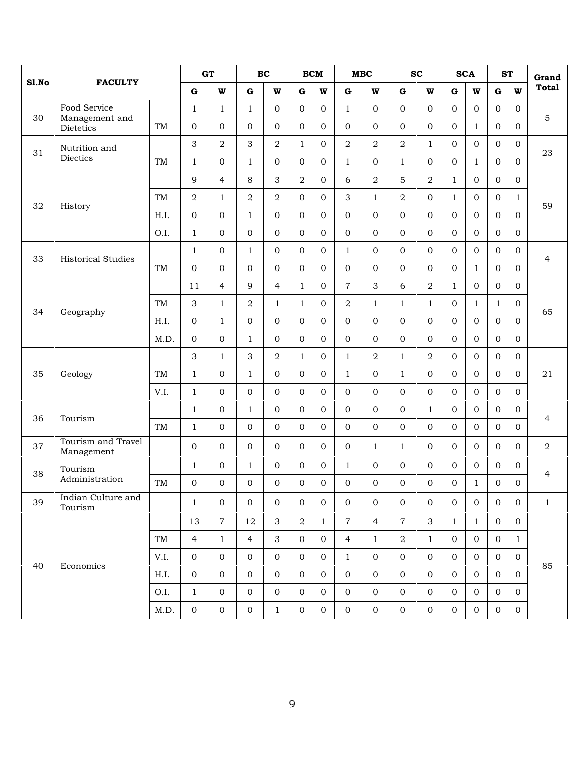| Sl.No | FACULTY | | GT | | BC | | BCM | | MBC | | SC | | SCA | | ST | | Grand Total |
|---|---|---|---|---|---|---|---|---|---|---|---|---|---|---|---|---|---|
| | | | G | W | G | W | G | W | G | W | G | W | G | W | G | W | |
| 30 | Food Service Management and Dietetics | | 1 | 1 | 1 | 0 | 0 | 0 | 1 | 0 | 0 | 0 | 0 | 0 | 0 | 0 | 5 |
| | | TM | 0 | 0 | 0 | 0 | 0 | 0 | 0 | 0 | 0 | 0 | 0 | 1 | 0 | 0 | |
| 31 | Nutrition and Diectics | | 3 | 2 | 3 | 2 | 1 | 0 | 2 | 2 | 2 | 1 | 0 | 0 | 0 | 0 | 23 |
| | | TM | 1 | 0 | 1 | 0 | 0 | 0 | 1 | 0 | 1 | 0 | 0 | 1 | 0 | 0 | |
| 32 | History | | 9 | 4 | 8 | 3 | 2 | 0 | 6 | 2 | 5 | 2 | 1 | 0 | 0 | 0 | 59 |
| | | TM | 2 | 1 | 2 | 2 | 0 | 0 | 3 | 1 | 2 | 0 | 1 | 0 | 0 | 1 | |
| | | H.I. | 0 | 0 | 1 | 0 | 0 | 0 | 0 | 0 | 0 | 0 | 0 | 0 | 0 | 0 | |
| | | O.I. | 1 | 0 | 0 | 0 | 0 | 0 | 0 | 0 | 0 | 0 | 0 | 0 | 0 | 0 | |
| 33 | Historical Studies | | 1 | 0 | 1 | 0 | 0 | 0 | 1 | 0 | 0 | 0 | 0 | 0 | 0 | 0 | 4 |
| | | TM | 0 | 0 | 0 | 0 | 0 | 0 | 0 | 0 | 0 | 0 | 0 | 1 | 0 | 0 | |
| 34 | Geography | | 11 | 4 | 9 | 4 | 1 | 0 | 7 | 3 | 6 | 2 | 1 | 0 | 0 | 0 | 65 |
| | | TM | 3 | 1 | 2 | 1 | 1 | 0 | 2 | 1 | 1 | 1 | 0 | 1 | 1 | 0 | |
| | | H.I. | 0 | 1 | 0 | 0 | 0 | 0 | 0 | 0 | 0 | 0 | 0 | 0 | 0 | 0 | |
| | | M.D. | 0 | 0 | 1 | 0 | 0 | 0 | 0 | 0 | 0 | 0 | 0 | 0 | 0 | 0 | |
| 35 | Geology | | 3 | 1 | 3 | 2 | 1 | 0 | 1 | 2 | 1 | 2 | 0 | 0 | 0 | 0 | 21 |
| | | TM | 1 | 0 | 1 | 0 | 0 | 0 | 1 | 0 | 1 | 0 | 0 | 0 | 0 | 0 | |
| | | V.I. | 1 | 0 | 0 | 0 | 0 | 0 | 0 | 0 | 0 | 0 | 0 | 0 | 0 | 0 | |
| 36 | Tourism | | 1 | 0 | 1 | 0 | 0 | 0 | 0 | 0 | 0 | 1 | 0 | 0 | 0 | 0 | 4 |
| | | TM | 1 | 0 | 0 | 0 | 0 | 0 | 0 | 0 | 0 | 0 | 0 | 0 | 0 | 0 | |
| 37 | Tourism and Travel Management | | 0 | 0 | 0 | 0 | 0 | 0 | 0 | 1 | 1 | 0 | 0 | 0 | 0 | 0 | 2 |
| 38 | Tourism Administration | | 1 | 0 | 1 | 0 | 0 | 0 | 1 | 0 | 0 | 0 | 0 | 0 | 0 | 0 | 4 |
| | | TM | 0 | 0 | 0 | 0 | 0 | 0 | 0 | 0 | 0 | 0 | 0 | 1 | 0 | 0 | |
| 39 | Indian Culture and Tourism | | 1 | 0 | 0 | 0 | 0 | 0 | 0 | 0 | 0 | 0 | 0 | 0 | 0 | 0 | 1 |
| 40 | Economics | | 13 | 7 | 12 | 3 | 2 | 1 | 7 | 4 | 7 | 3 | 1 | 1 | 0 | 0 | 85 |
| | | TM | 4 | 1 | 4 | 3 | 0 | 0 | 4 | 1 | 2 | 1 | 0 | 0 | 0 | 1 | |
| | | V.I. | 0 | 0 | 0 | 0 | 0 | 0 | 1 | 0 | 0 | 0 | 0 | 0 | 0 | 0 | |
| | | H.I. | 0 | 0 | 0 | 0 | 0 | 0 | 0 | 0 | 0 | 0 | 0 | 0 | 0 | 0 | |
| | | O.I. | 1 | 0 | 0 | 0 | 0 | 0 | 0 | 0 | 0 | 0 | 0 | 0 | 0 | 0 | |
| | | M.D. | 0 | 0 | 0 | 1 | 0 | 0 | 0 | 0 | 0 | 0 | 0 | 0 | 0 | 0 | |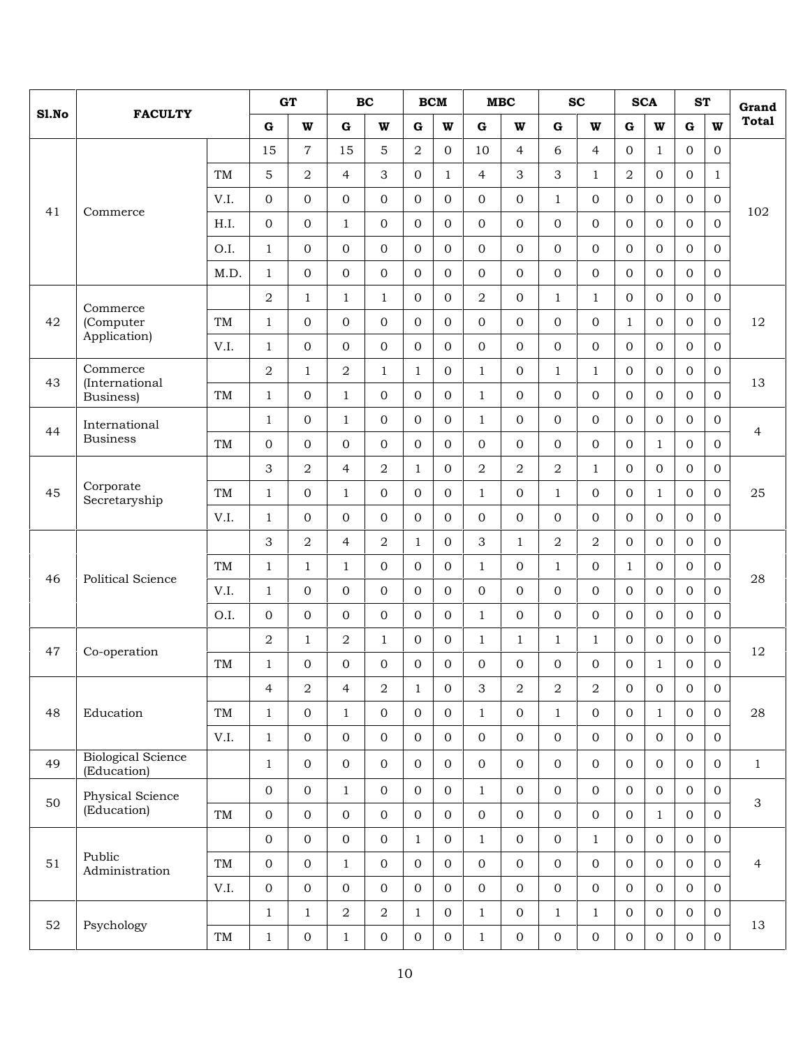| Sl.No | FACULTY | | GT | | BC | | BCM | | MBC | | SC | | SCA | | ST | | Grand Total |
|---|---|---|---|---|---|---|---|---|---|---|---|---|---|---|---|---|---|
| | | | G | W | G | W | G | W | G | W | G | W | G | W | G | W | |
| 41 | Commerce | | 15 | 7 | 15 | 5 | 2 | 0 | 10 | 4 | 6 | 4 | 0 | 1 | 0 | 0 | 102 |
| | | TM | 5 | 2 | 4 | 3 | 0 | 1 | 4 | 3 | 3 | 1 | 2 | 0 | 0 | 1 | |
| | | V.I. | 0 | 0 | 0 | 0 | 0 | 0 | 0 | 0 | 1 | 0 | 0 | 0 | 0 | 0 | |
| | | H.I. | 0 | 0 | 1 | 0 | 0 | 0 | 0 | 0 | 0 | 0 | 0 | 0 | 0 | 0 | |
| | | O.I. | 1 | 0 | 0 | 0 | 0 | 0 | 0 | 0 | 0 | 0 | 0 | 0 | 0 | 0 | |
| | | M.D. | 1 | 0 | 0 | 0 | 0 | 0 | 0 | 0 | 0 | 0 | 0 | 0 | 0 | 0 | |
| 42 | Commerce (Computer Application) | | 2 | 1 | 1 | 1 | 0 | 0 | 2 | 0 | 1 | 1 | 0 | 0 | 0 | 0 | 12 |
| | | TM | 1 | 0 | 0 | 0 | 0 | 0 | 0 | 0 | 0 | 0 | 1 | 0 | 0 | 0 | |
| | | V.I. | 1 | 0 | 0 | 0 | 0 | 0 | 0 | 0 | 0 | 0 | 0 | 0 | 0 | 0 | |
| 43 | Commerce (International Business) | | 2 | 1 | 2 | 1 | 1 | 0 | 1 | 0 | 1 | 1 | 0 | 0 | 0 | 0 | 13 |
| | | TM | 1 | 0 | 1 | 0 | 0 | 0 | 1 | 0 | 0 | 0 | 0 | 0 | 0 | 0 | |
| 44 | International Business | | 1 | 0 | 1 | 0 | 0 | 0 | 1 | 0 | 0 | 0 | 0 | 0 | 0 | 0 | 4 |
| | | TM | 0 | 0 | 0 | 0 | 0 | 0 | 0 | 0 | 0 | 0 | 0 | 1 | 0 | 0 | |
| 45 | Corporate Secretaryship | | 3 | 2 | 4 | 2 | 1 | 0 | 2 | 2 | 2 | 1 | 0 | 0 | 0 | 0 | 25 |
| | | TM | 1 | 0 | 1 | 0 | 0 | 0 | 1 | 0 | 1 | 0 | 0 | 1 | 0 | 0 | |
| | | V.I. | 1 | 0 | 0 | 0 | 0 | 0 | 0 | 0 | 0 | 0 | 0 | 0 | 0 | 0 | |
| 46 | Political Science | | 3 | 2 | 4 | 2 | 1 | 0 | 3 | 1 | 2 | 2 | 0 | 0 | 0 | 0 | 28 |
| | | TM | 1 | 1 | 1 | 0 | 0 | 0 | 1 | 0 | 1 | 0 | 1 | 0 | 0 | 0 | |
| | | V.I. | 1 | 0 | 0 | 0 | 0 | 0 | 0 | 0 | 0 | 0 | 0 | 0 | 0 | 0 | |
| | | O.I. | 0 | 0 | 0 | 0 | 0 | 0 | 1 | 0 | 0 | 0 | 0 | 0 | 0 | 0 | |
| 47 | Co-operation | | 2 | 1 | 2 | 1 | 0 | 0 | 1 | 1 | 1 | 1 | 0 | 0 | 0 | 0 | 12 |
| | | TM | 1 | 0 | 0 | 0 | 0 | 0 | 0 | 0 | 0 | 0 | 0 | 1 | 0 | 0 | |
| 48 | Education | | 4 | 2 | 4 | 2 | 1 | 0 | 3 | 2 | 2 | 2 | 0 | 0 | 0 | 0 | 28 |
| | | TM | 1 | 0 | 1 | 0 | 0 | 0 | 1 | 0 | 1 | 0 | 0 | 1 | 0 | 0 | |
| | | V.I. | 1 | 0 | 0 | 0 | 0 | 0 | 0 | 0 | 0 | 0 | 0 | 0 | 0 | 0 | |
| 49 | Biological Science (Education) | | 1 | 0 | 0 | 0 | 0 | 0 | 0 | 0 | 0 | 0 | 0 | 0 | 0 | 0 | 1 |
| 50 | Physical Science (Education) | | 0 | 0 | 1 | 0 | 0 | 0 | 1 | 0 | 0 | 0 | 0 | 0 | 0 | 0 | 3 |
| | | TM | 0 | 0 | 0 | 0 | 0 | 0 | 0 | 0 | 0 | 0 | 0 | 1 | 0 | 0 | |
| 51 | Public Administration | | 0 | 0 | 0 | 0 | 1 | 0 | 1 | 0 | 0 | 1 | 0 | 0 | 0 | 0 | 4 |
| | | TM | 0 | 0 | 1 | 0 | 0 | 0 | 0 | 0 | 0 | 0 | 0 | 0 | 0 | 0 | |
| | | V.I. | 0 | 0 | 0 | 0 | 0 | 0 | 0 | 0 | 0 | 0 | 0 | 0 | 0 | 0 | |
| 52 | Psychology | | 1 | 1 | 2 | 2 | 1 | 0 | 1 | 0 | 1 | 1 | 0 | 0 | 0 | 0 | 13 |
| | | TM | 1 | 0 | 1 | 0 | 0 | 0 | 1 | 0 | 0 | 0 | 0 | 0 | 0 | 0 | |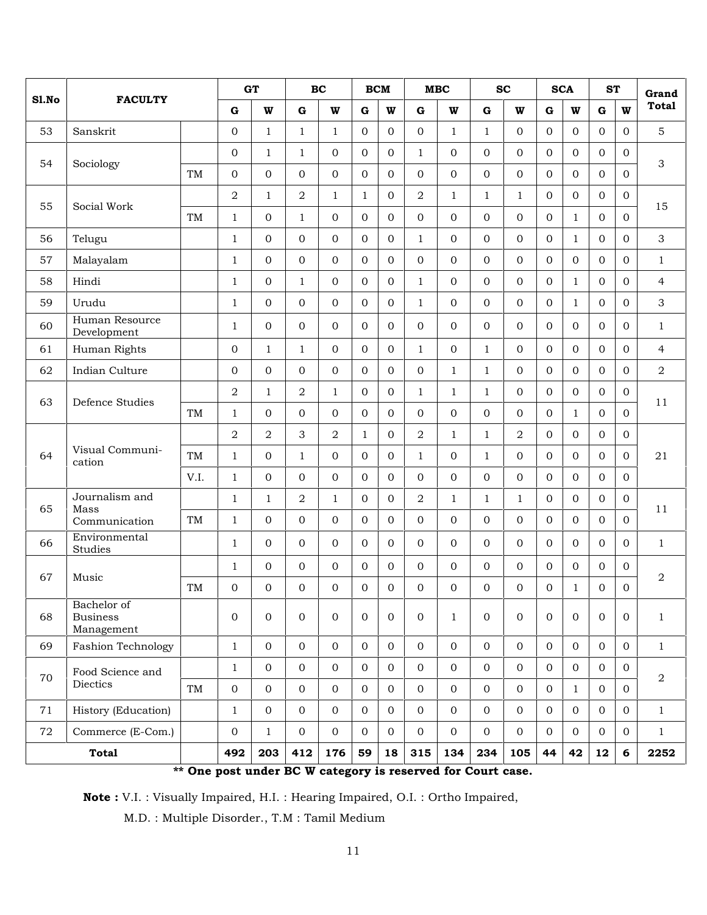| Sl.No | FACULTY | | GT | | BC | | BCM | | MBC | | SC | | SCA | | ST | | Grand Total |
|---|---|---|---|---|---|---|---|---|---|---|---|---|---|---|---|---|---|
| | | | G | W | G | W | G | W | G | W | G | W | G | W | G | W | |
| 53 | Sanskrit | | 0 | 1 | 1 | 1 | 0 | 0 | 0 | 1 | 1 | 0 | 0 | 0 | 0 | 0 | 5 |
| 54 | Sociology | | 0 | 1 | 1 | 0 | 0 | 0 | 1 | 0 | 0 | 0 | 0 | 0 | 0 | 0 | 3 |
| | | TM | 0 | 0 | 0 | 0 | 0 | 0 | 0 | 0 | 0 | 0 | 0 | 0 | 0 | 0 | |
| 55 | Social Work | | 2 | 1 | 2 | 1 | 1 | 0 | 2 | 1 | 1 | 1 | 0 | 0 | 0 | 0 | 15 |
| | | TM | 1 | 0 | 1 | 0 | 0 | 0 | 0 | 0 | 0 | 0 | 0 | 1 | 0 | 0 | |
| 56 | Telugu | | 1 | 0 | 0 | 0 | 0 | 0 | 1 | 0 | 0 | 0 | 0 | 1 | 0 | 0 | 3 |
| 57 | Malayalam | | 1 | 0 | 0 | 0 | 0 | 0 | 0 | 0 | 0 | 0 | 0 | 0 | 0 | 0 | 1 |
| 58 | Hindi | | 1 | 0 | 1 | 0 | 0 | 0 | 1 | 0 | 0 | 0 | 0 | 1 | 0 | 0 | 4 |
| 59 | Urudu | | 1 | 0 | 0 | 0 | 0 | 0 | 1 | 0 | 0 | 0 | 0 | 1 | 0 | 0 | 3 |
| 60 | Human Resource Development | | 1 | 0 | 0 | 0 | 0 | 0 | 0 | 0 | 0 | 0 | 0 | 0 | 0 | 0 | 1 |
| 61 | Human Rights | | 0 | 1 | 1 | 0 | 0 | 0 | 1 | 0 | 1 | 0 | 0 | 0 | 0 | 0 | 4 |
| 62 | Indian Culture | | 0 | 0 | 0 | 0 | 0 | 0 | 0 | 1 | 1 | 0 | 0 | 0 | 0 | 0 | 2 |
| 63 | Defence Studies | | 2 | 1 | 2 | 1 | 0 | 0 | 1 | 1 | 1 | 0 | 0 | 0 | 0 | 0 | 11 |
| | | TM | 1 | 0 | 0 | 0 | 0 | 0 | 0 | 0 | 0 | 0 | 0 | 1 | 0 | 0 | |
| 64 | Visual Communication | | 2 | 2 | 3 | 2 | 1 | 0 | 2 | 1 | 1 | 2 | 0 | 0 | 0 | 0 | 21 |
| | | TM | 1 | 0 | 1 | 0 | 0 | 0 | 1 | 0 | 1 | 0 | 0 | 0 | 0 | 0 | |
| | | V.I. | 1 | 0 | 0 | 0 | 0 | 0 | 0 | 0 | 0 | 0 | 0 | 0 | 0 | 0 | |
| 65 | Journalism and Mass Communication | | 1 | 1 | 2 | 1 | 0 | 0 | 2 | 1 | 1 | 1 | 0 | 0 | 0 | 0 | 11 |
| | | TM | 1 | 0 | 0 | 0 | 0 | 0 | 0 | 0 | 0 | 0 | 0 | 0 | 0 | 0 | |
| 66 | Environmental Studies | | 1 | 0 | 0 | 0 | 0 | 0 | 0 | 0 | 0 | 0 | 0 | 0 | 0 | 0 | 1 |
| 67 | Music | | 1 | 0 | 0 | 0 | 0 | 0 | 0 | 0 | 0 | 0 | 0 | 0 | 0 | 0 | 2 |
| | | TM | 0 | 0 | 0 | 0 | 0 | 0 | 0 | 0 | 0 | 0 | 0 | 1 | 0 | 0 | |
| 68 | Bachelor of Business Management | | 0 | 0 | 0 | 0 | 0 | 0 | 0 | 1 | 0 | 0 | 0 | 0 | 0 | 0 | 1 |
| 69 | Fashion Technology | | 1 | 0 | 0 | 0 | 0 | 0 | 0 | 0 | 0 | 0 | 0 | 0 | 0 | 0 | 1 |
| 70 | Food Science and Diectics | | 1 | 0 | 0 | 0 | 0 | 0 | 0 | 0 | 0 | 0 | 0 | 0 | 0 | 0 | 2 |
| | | TM | 0 | 0 | 0 | 0 | 0 | 0 | 0 | 0 | 0 | 0 | 0 | 1 | 0 | 0 | |
| 71 | History (Education) | | 1 | 0 | 0 | 0 | 0 | 0 | 0 | 0 | 0 | 0 | 0 | 0 | 0 | 0 | 1 |
| 72 | Commerce (E-Com.) | | 0 | 1 | 0 | 0 | 0 | 0 | 0 | 0 | 0 | 0 | 0 | 0 | 0 | 0 | 1 |
| **Total** | | | **492** | **203** | **412** | **176** | **59** | **18** | **315** | **134** | **234** | **105** | **44** | **42** | **12** | **6** | **2252** |

**** One post under BC W category is reserved for Court case.**

**Note :** V.I. : Visually Impaired, H.I. : Hearing Impaired, O.I. : Ortho Impaired,

M.D. : Multiple Disorder., T.M : Tamil Medium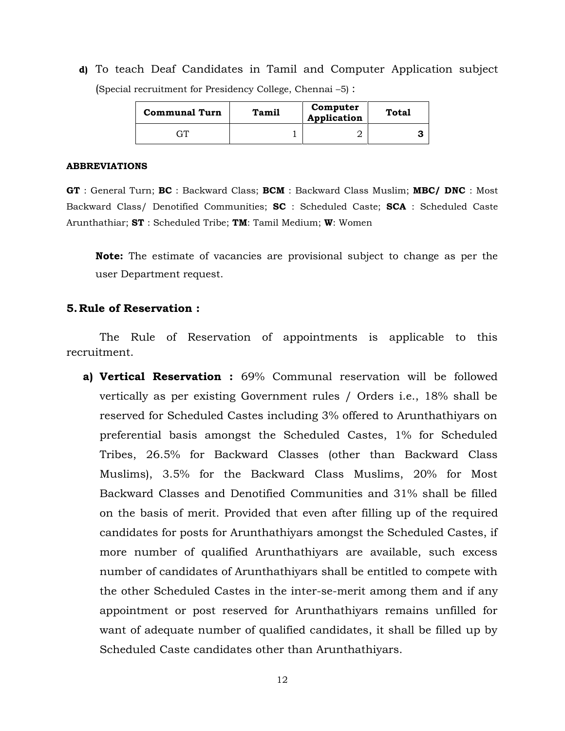**d)** To teach Deaf Candidates in Tamil and Computer Application subject (Special recruitment for Presidency College, Chennai –5) :

| Communal Turn | Tamil | Computer Application | Total |
|---|---|---|---|
| GT | 1 | 2 | **3** |

**ABBREVIATIONS**

**GT** : General Turn; **BC** : Backward Class; **BCM** : Backward Class Muslim; **MBC/ DNC** : Most Backward Class/ Denotified Communities; **SC** : Scheduled Caste; **SCA** : Scheduled Caste Arunthathiar; **ST** : Scheduled Tribe; **TM**: Tamil Medium; **W**: Women

**Note:** The estimate of vacancies are provisional subject to change as per the user Department request.

## 5. Rule of Reservation :

The Rule of Reservation of appointments is applicable to this recruitment.

**a) Vertical Reservation :** 69% Communal reservation will be followed vertically as per existing Government rules / Orders i.e., 18% shall be reserved for Scheduled Castes including 3% offered to Arunthathiyars on preferential basis amongst the Scheduled Castes, 1% for Scheduled Tribes, 26.5% for Backward Classes (other than Backward Class Muslims), 3.5% for the Backward Class Muslims, 20% for Most Backward Classes and Denotified Communities and 31% shall be filled on the basis of merit. Provided that even after filling up of the required candidates for posts for Arunthathiyars amongst the Scheduled Castes, if more number of qualified Arunthathiyars are available, such excess number of candidates of Arunthathiyars shall be entitled to compete with the other Scheduled Castes in the inter-se-merit among them and if any appointment or post reserved for Arunthathiyars remains unfilled for want of adequate number of qualified candidates, it shall be filled up by Scheduled Caste candidates other than Arunthathiyars.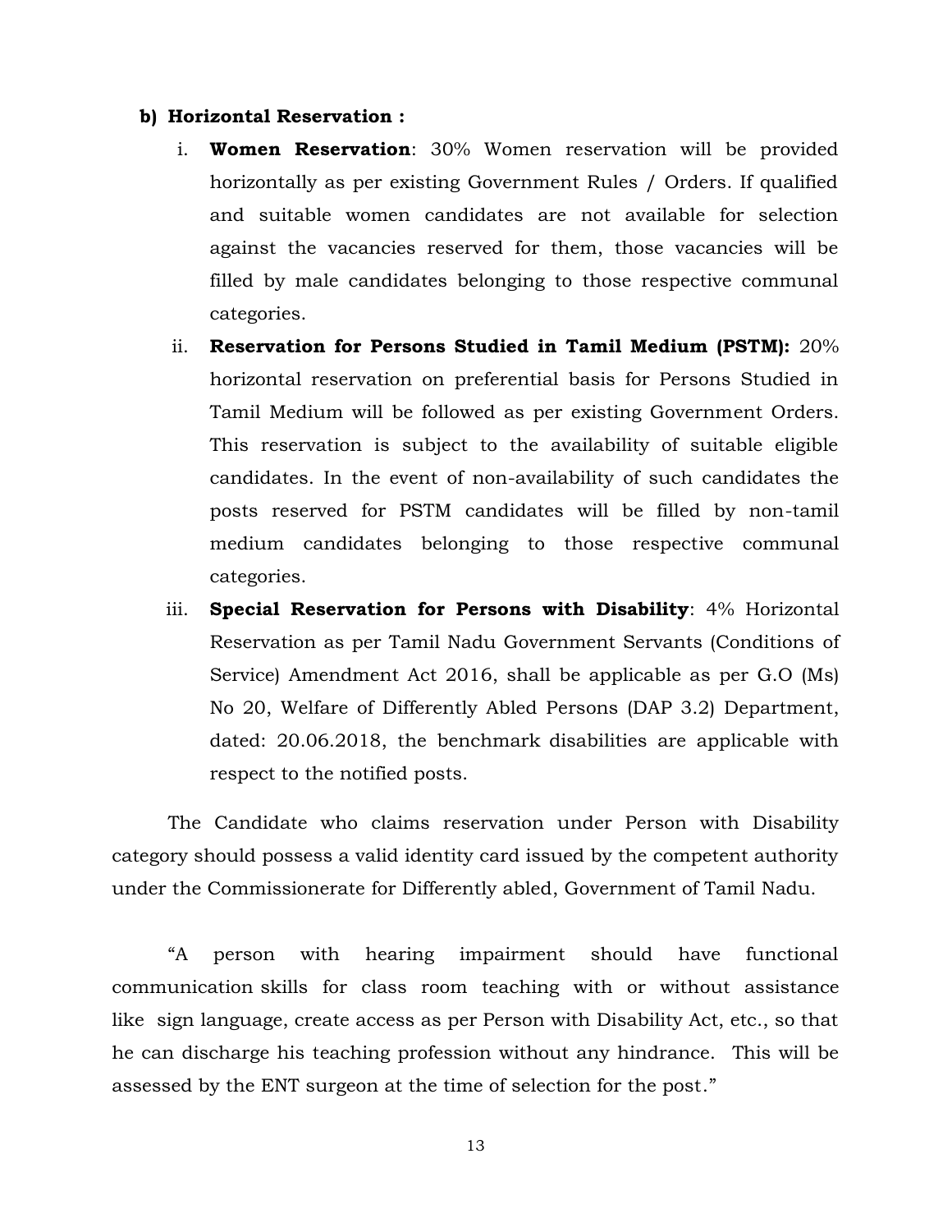**b) Horizontal Reservation :**

i. **Women Reservation**: 30% Women reservation will be provided horizontally as per existing Government Rules / Orders. If qualified and suitable women candidates are not available for selection against the vacancies reserved for them, those vacancies will be filled by male candidates belonging to those respective communal categories.

ii. **Reservation for Persons Studied in Tamil Medium (PSTM):** 20% horizontal reservation on preferential basis for Persons Studied in Tamil Medium will be followed as per existing Government Orders. This reservation is subject to the availability of suitable eligible candidates. In the event of non-availability of such candidates the posts reserved for PSTM candidates will be filled by non-tamil medium candidates belonging to those respective communal categories.

iii. **Special Reservation for Persons with Disability**: 4% Horizontal Reservation as per Tamil Nadu Government Servants (Conditions of Service) Amendment Act 2016, shall be applicable as per G.O (Ms) No 20, Welfare of Differently Abled Persons (DAP 3.2) Department, dated: 20.06.2018, the benchmark disabilities are applicable with respect to the notified posts.

The Candidate who claims reservation under Person with Disability category should possess a valid identity card issued by the competent authority under the Commissionerate for Differently abled, Government of Tamil Nadu.

"A person with hearing impairment should have functional communication skills for class room teaching with or without assistance like sign language, create access as per Person with Disability Act, etc., so that he can discharge his teaching profession without any hindrance. This will be assessed by the ENT surgeon at the time of selection for the post."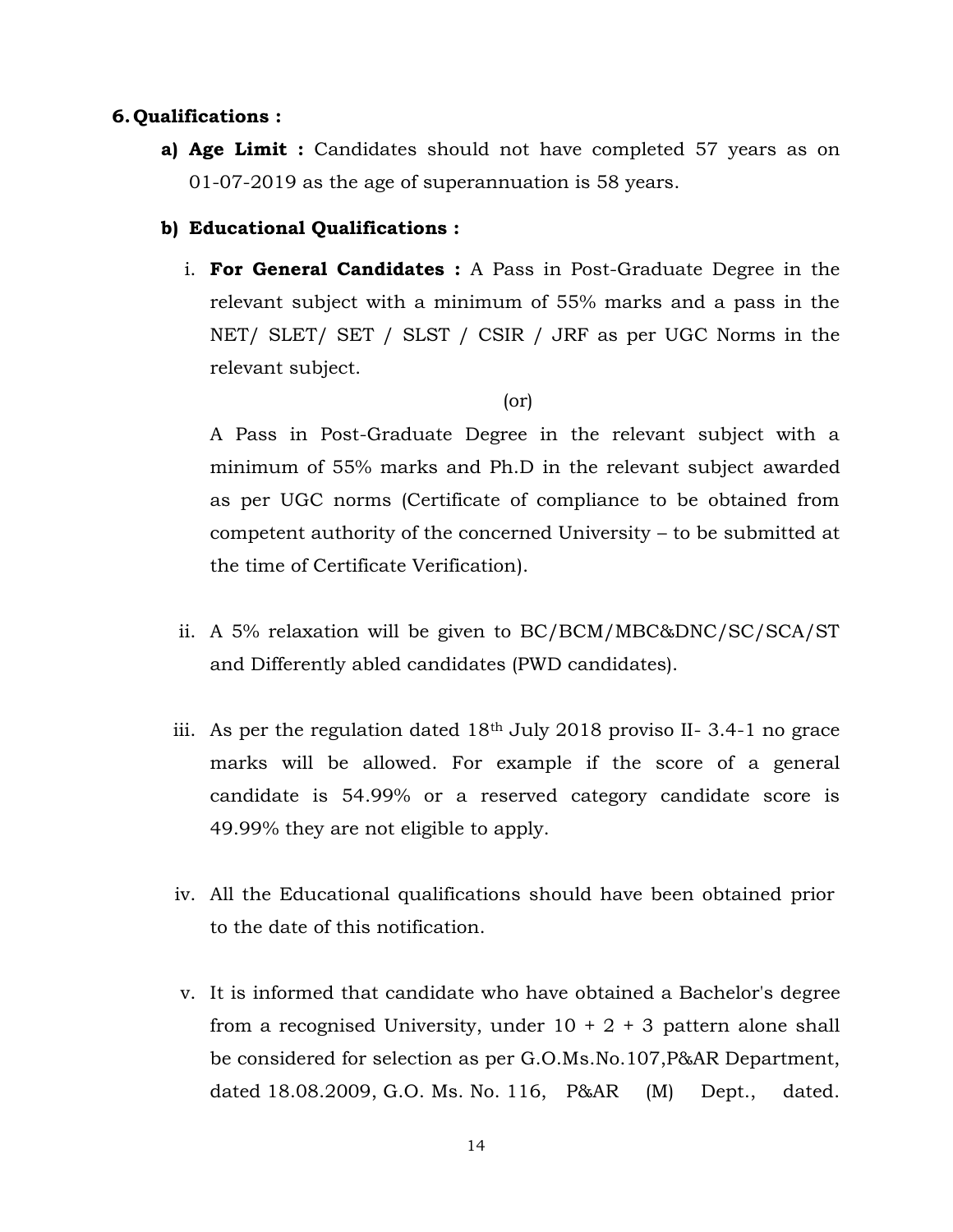**6. Qualifications :**

**a) Age Limit :** Candidates should not have completed 57 years as on 01-07-2019 as the age of superannuation is 58 years.

**b) Educational Qualifications :**

i. **For General Candidates :** A Pass in Post-Graduate Degree in the relevant subject with a minimum of 55% marks and a pass in the NET/ SLET/ SET / SLST / CSIR / JRF as per UGC Norms in the relevant subject.

(or)

A Pass in Post-Graduate Degree in the relevant subject with a minimum of 55% marks and Ph.D in the relevant subject awarded as per UGC norms (Certificate of compliance to be obtained from competent authority of the concerned University – to be submitted at the time of Certificate Verification).

ii. A 5% relaxation will be given to BC/BCM/MBC&DNC/SC/SCA/ST and Differently abled candidates (PWD candidates).

iii. As per the regulation dated 18th July 2018 proviso II- 3.4-1 no grace marks will be allowed. For example if the score of a general candidate is 54.99% or a reserved category candidate score is 49.99% they are not eligible to apply.

iv. All the Educational qualifications should have been obtained prior to the date of this notification.

v. It is informed that candidate who have obtained a Bachelor's degree from a recognised University, under 10 + 2 + 3 pattern alone shall be considered for selection as per G.O.Ms.No.107,P&AR Department, dated 18.08.2009, G.O. Ms. No. 116, P&AR (M) Dept., dated.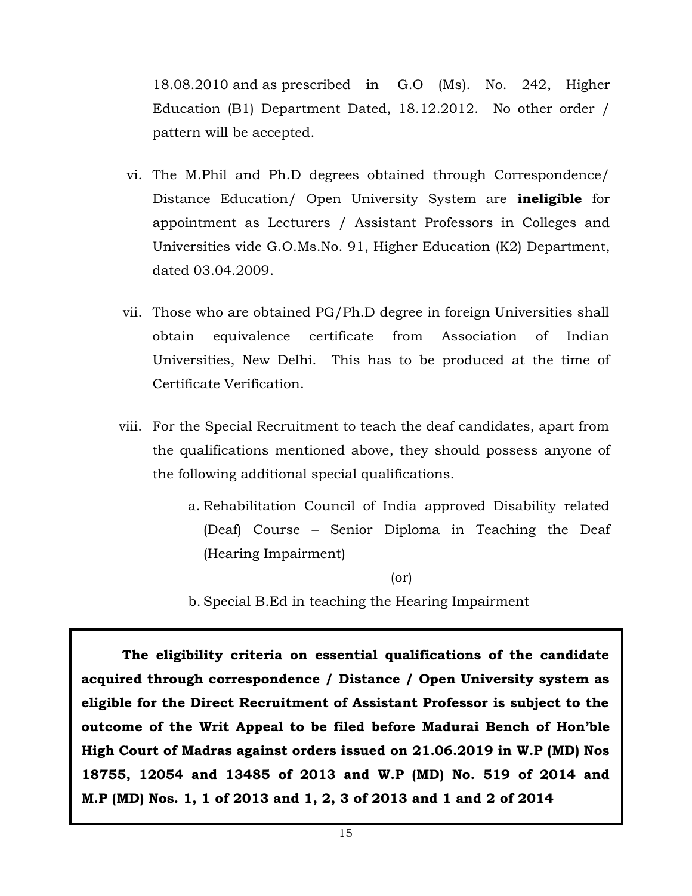18.08.2010 and as prescribed in G.O (Ms). No. 242, Higher Education (B1) Department Dated, 18.12.2012. No other order / pattern will be accepted.

vi. The M.Phil and Ph.D degrees obtained through Correspondence/ Distance Education/ Open University System are **ineligible** for appointment as Lecturers / Assistant Professors in Colleges and Universities vide G.O.Ms.No. 91, Higher Education (K2) Department, dated 03.04.2009.

vii. Those who are obtained PG/Ph.D degree in foreign Universities shall obtain equivalence certificate from Association of Indian Universities, New Delhi. This has to be produced at the time of Certificate Verification.

viii. For the Special Recruitment to teach the deaf candidates, apart from the qualifications mentioned above, they should possess anyone of the following additional special qualifications.

a. Rehabilitation Council of India approved Disability related (Deaf) Course – Senior Diploma in Teaching the Deaf (Hearing Impairment)

(or)

b. Special B.Ed in teaching the Hearing Impairment

**The eligibility criteria on essential qualifications of the candidate acquired through correspondence / Distance / Open University system as eligible for the Direct Recruitment of Assistant Professor is subject to the outcome of the Writ Appeal to be filed before Madurai Bench of Hon'ble High Court of Madras against orders issued on 21.06.2019 in W.P (MD) Nos 18755, 12054 and 13485 of 2013 and W.P (MD) No. 519 of 2014 and M.P (MD) Nos. 1, 1 of 2013 and 1, 2, 3 of 2013 and 1 and 2 of 2014**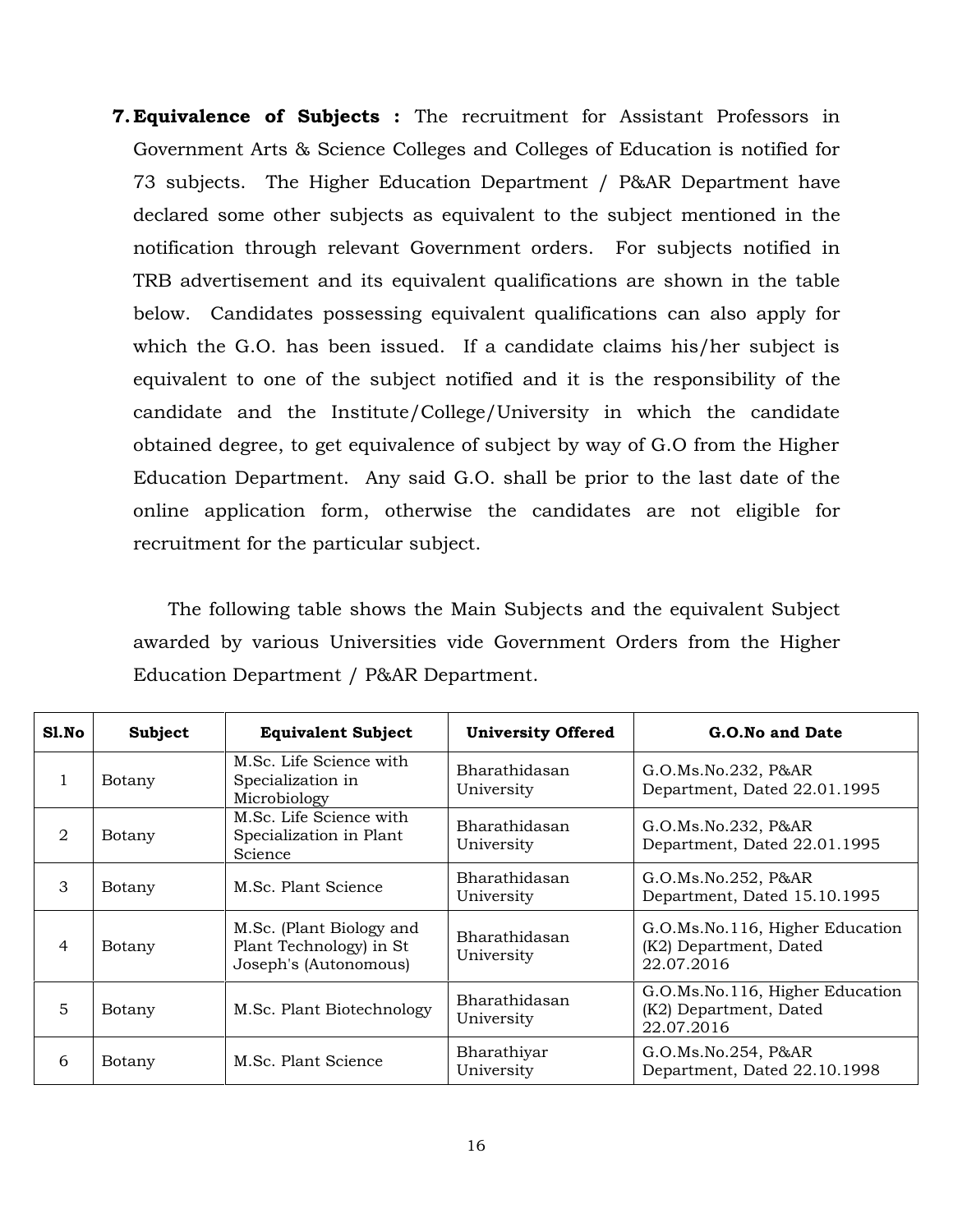7. **Equivalence of Subjects :** The recruitment for Assistant Professors in Government Arts & Science Colleges and Colleges of Education is notified for 73 subjects. The Higher Education Department / P&AR Department have declared some other subjects as equivalent to the subject mentioned in the notification through relevant Government orders. For subjects notified in TRB advertisement and its equivalent qualifications are shown in the table below. Candidates possessing equivalent qualifications can also apply for which the G.O. has been issued. If a candidate claims his/her subject is equivalent to one of the subject notified and it is the responsibility of the candidate and the Institute/College/University in which the candidate obtained degree, to get equivalence of subject by way of G.O from the Higher Education Department. Any said G.O. shall be prior to the last date of the online application form, otherwise the candidates are not eligible for recruitment for the particular subject.

The following table shows the Main Subjects and the equivalent Subject awarded by various Universities vide Government Orders from the Higher Education Department / P&AR Department.

| Sl.No | Subject | Equivalent Subject | University Offered | G.O.No and Date |
|---|---|---|---|---|
| 1 | Botany | M.Sc. Life Science with Specialization in Microbiology | Bharathidasan University | G.O.Ms.No.232, P&AR Department, Dated 22.01.1995 |
| 2 | Botany | M.Sc. Life Science with Specialization in Plant Science | Bharathidasan University | G.O.Ms.No.232, P&AR Department, Dated 22.01.1995 |
| 3 | Botany | M.Sc. Plant Science | Bharathidasan University | G.O.Ms.No.252, P&AR Department, Dated 15.10.1995 |
| 4 | Botany | M.Sc. (Plant Biology and Plant Technology) in St Joseph's (Autonomous) | Bharathidasan University | G.O.Ms.No.116, Higher Education (K2) Department, Dated 22.07.2016 |
| 5 | Botany | M.Sc. Plant Biotechnology | Bharathidasan University | G.O.Ms.No.116, Higher Education (K2) Department, Dated 22.07.2016 |
| 6 | Botany | M.Sc. Plant Science | Bharathiyar University | G.O.Ms.No.254, P&AR Department, Dated 22.10.1998 |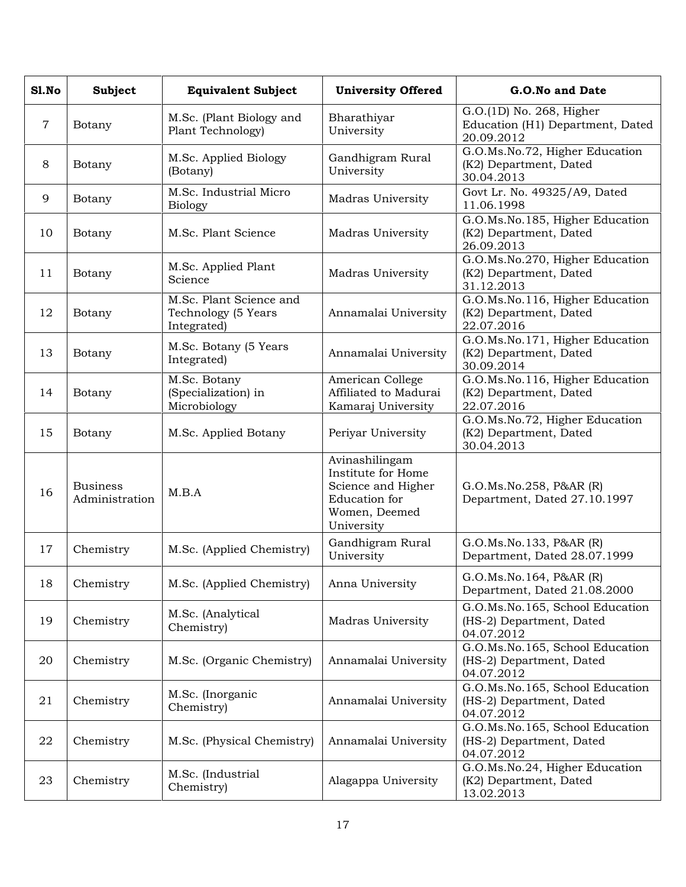| Sl.No | Subject | Equivalent Subject | University Offered | G.O.No and Date |
|---|---|---|---|---|
| 7 | Botany | M.Sc. (Plant Biology and Plant Technology) | Bharathiyar University | G.O.(1D) No. 268, Higher Education (H1) Department, Dated 20.09.2012 |
| 8 | Botany | M.Sc. Applied Biology (Botany) | Gandhigram Rural University | G.O.Ms.No.72, Higher Education (K2) Department, Dated 30.04.2013 |
| 9 | Botany | M.Sc. Industrial Micro Biology | Madras University | Govt Lr. No. 49325/A9, Dated 11.06.1998 |
| 10 | Botany | M.Sc. Plant Science | Madras University | G.O.Ms.No.185, Higher Education (K2) Department, Dated 26.09.2013 |
| 11 | Botany | M.Sc. Applied Plant Science | Madras University | G.O.Ms.No.270, Higher Education (K2) Department, Dated 31.12.2013 |
| 12 | Botany | M.Sc. Plant Science and Technology (5 Years Integrated) | Annamalai University | G.O.Ms.No.116, Higher Education (K2) Department, Dated 22.07.2016 |
| 13 | Botany | M.Sc. Botany (5 Years Integrated) | Annamalai University | G.O.Ms.No.171, Higher Education (K2) Department, Dated 30.09.2014 |
| 14 | Botany | M.Sc. Botany (Specialization) in Microbiology | American College Affiliated to Madurai Kamaraj University | G.O.Ms.No.116, Higher Education (K2) Department, Dated 22.07.2016 |
| 15 | Botany | M.Sc. Applied Botany | Periyar University | G.O.Ms.No.72, Higher Education (K2) Department, Dated 30.04.2013 |
| 16 | Business Administration | M.B.A | Avinashilingam Institute for Home Science and Higher Education for Women, Deemed University | G.O.Ms.No.258, P&AR (R) Department, Dated 27.10.1997 |
| 17 | Chemistry | M.Sc. (Applied Chemistry) | Gandhigram Rural University | G.O.Ms.No.133, P&AR (R) Department, Dated 28.07.1999 |
| 18 | Chemistry | M.Sc. (Applied Chemistry) | Anna University | G.O.Ms.No.164, P&AR (R) Department, Dated 21.08.2000 |
| 19 | Chemistry | M.Sc. (Analytical Chemistry) | Madras University | G.O.Ms.No.165, School Education (HS-2) Department, Dated 04.07.2012 |
| 20 | Chemistry | M.Sc. (Organic Chemistry) | Annamalai University | G.O.Ms.No.165, School Education (HS-2) Department, Dated 04.07.2012 |
| 21 | Chemistry | M.Sc. (Inorganic Chemistry) | Annamalai University | G.O.Ms.No.165, School Education (HS-2) Department, Dated 04.07.2012 |
| 22 | Chemistry | M.Sc. (Physical Chemistry) | Annamalai University | G.O.Ms.No.165, School Education (HS-2) Department, Dated 04.07.2012 |
| 23 | Chemistry | M.Sc. (Industrial Chemistry) | Alagappa University | G.O.Ms.No.24, Higher Education (K2) Department, Dated 13.02.2013 |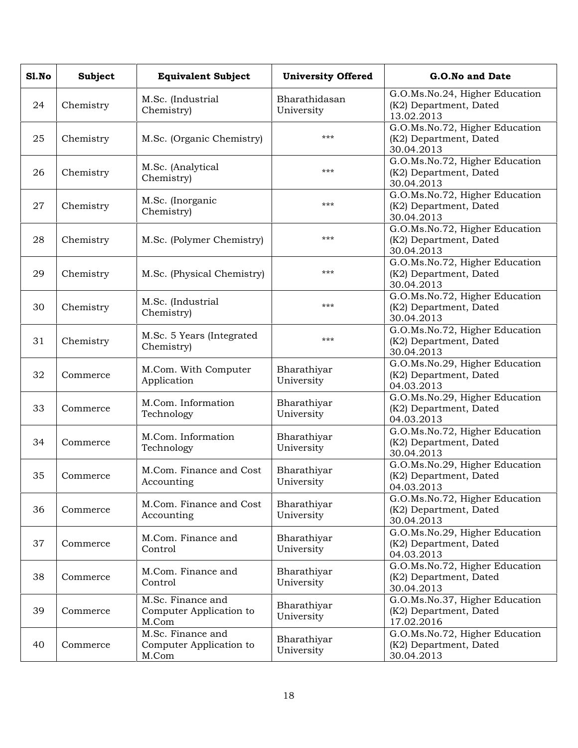| Sl.No | Subject | Equivalent Subject | University Offered | G.O.No and Date |
|---|---|---|---|---|
| 24 | Chemistry | M.Sc. (Industrial Chemistry) | Bharathidasan University | G.O.Ms.No.24, Higher Education (K2) Department, Dated 13.02.2013 |
| 25 | Chemistry | M.Sc. (Organic Chemistry) | *** | G.O.Ms.No.72, Higher Education (K2) Department, Dated 30.04.2013 |
| 26 | Chemistry | M.Sc. (Analytical Chemistry) | *** | G.O.Ms.No.72, Higher Education (K2) Department, Dated 30.04.2013 |
| 27 | Chemistry | M.Sc. (Inorganic Chemistry) | *** | G.O.Ms.No.72, Higher Education (K2) Department, Dated 30.04.2013 |
| 28 | Chemistry | M.Sc. (Polymer Chemistry) | *** | G.O.Ms.No.72, Higher Education (K2) Department, Dated 30.04.2013 |
| 29 | Chemistry | M.Sc. (Physical Chemistry) | *** | G.O.Ms.No.72, Higher Education (K2) Department, Dated 30.04.2013 |
| 30 | Chemistry | M.Sc. (Industrial Chemistry) | *** | G.O.Ms.No.72, Higher Education (K2) Department, Dated 30.04.2013 |
| 31 | Chemistry | M.Sc. 5 Years (Integrated Chemistry) | *** | G.O.Ms.No.72, Higher Education (K2) Department, Dated 30.04.2013 |
| 32 | Commerce | M.Com. With Computer Application | Bharathiyar University | G.O.Ms.No.29, Higher Education (K2) Department, Dated 04.03.2013 |
| 33 | Commerce | M.Com. Information Technology | Bharathiyar University | G.O.Ms.No.29, Higher Education (K2) Department, Dated 04.03.2013 |
| 34 | Commerce | M.Com. Information Technology | Bharathiyar University | G.O.Ms.No.72, Higher Education (K2) Department, Dated 30.04.2013 |
| 35 | Commerce | M.Com. Finance and Cost Accounting | Bharathiyar University | G.O.Ms.No.29, Higher Education (K2) Department, Dated 04.03.2013 |
| 36 | Commerce | M.Com. Finance and Cost Accounting | Bharathiyar University | G.O.Ms.No.72, Higher Education (K2) Department, Dated 30.04.2013 |
| 37 | Commerce | M.Com. Finance and Control | Bharathiyar University | G.O.Ms.No.29, Higher Education (K2) Department, Dated 04.03.2013 |
| 38 | Commerce | M.Com. Finance and Control | Bharathiyar University | G.O.Ms.No.72, Higher Education (K2) Department, Dated 30.04.2013 |
| 39 | Commerce | M.Sc. Finance and Computer Application to M.Com | Bharathiyar University | G.O.Ms.No.37, Higher Education (K2) Department, Dated 17.02.2016 |
| 40 | Commerce | M.Sc. Finance and Computer Application to M.Com | Bharathiyar University | G.O.Ms.No.72, Higher Education (K2) Department, Dated 30.04.2013 |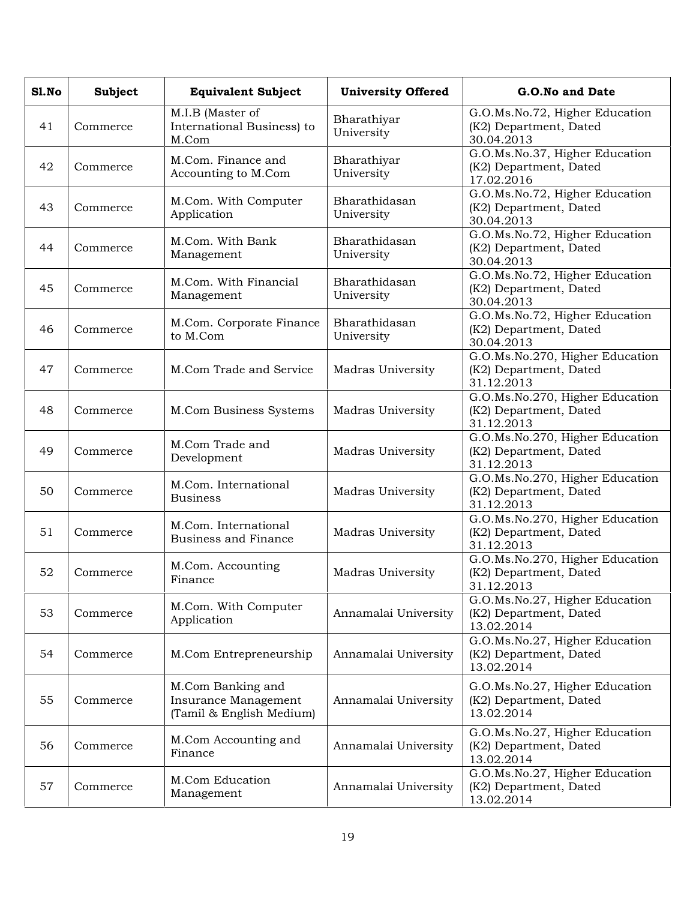| Sl.No | Subject | Equivalent Subject | University Offered | G.O.No and Date |
|---|---|---|---|---|
| 41 | Commerce | M.I.B (Master of International Business) to M.Com | Bharathiyar University | G.O.Ms.No.72, Higher Education (K2) Department, Dated 30.04.2013 |
| 42 | Commerce | M.Com. Finance and Accounting to M.Com | Bharathiyar University | G.O.Ms.No.37, Higher Education (K2) Department, Dated 17.02.2016 |
| 43 | Commerce | M.Com. With Computer Application | Bharathidasan University | G.O.Ms.No.72, Higher Education (K2) Department, Dated 30.04.2013 |
| 44 | Commerce | M.Com. With Bank Management | Bharathidasan University | G.O.Ms.No.72, Higher Education (K2) Department, Dated 30.04.2013 |
| 45 | Commerce | M.Com. With Financial Management | Bharathidasan University | G.O.Ms.No.72, Higher Education (K2) Department, Dated 30.04.2013 |
| 46 | Commerce | M.Com. Corporate Finance to M.Com | Bharathidasan University | G.O.Ms.No.72, Higher Education (K2) Department, Dated 30.04.2013 |
| 47 | Commerce | M.Com Trade and Service | Madras University | G.O.Ms.No.270, Higher Education (K2) Department, Dated 31.12.2013 |
| 48 | Commerce | M.Com Business Systems | Madras University | G.O.Ms.No.270, Higher Education (K2) Department, Dated 31.12.2013 |
| 49 | Commerce | M.Com Trade and Development | Madras University | G.O.Ms.No.270, Higher Education (K2) Department, Dated 31.12.2013 |
| 50 | Commerce | M.Com. International Business | Madras University | G.O.Ms.No.270, Higher Education (K2) Department, Dated 31.12.2013 |
| 51 | Commerce | M.Com. International Business and Finance | Madras University | G.O.Ms.No.270, Higher Education (K2) Department, Dated 31.12.2013 |
| 52 | Commerce | M.Com. Accounting Finance | Madras University | G.O.Ms.No.270, Higher Education (K2) Department, Dated 31.12.2013 |
| 53 | Commerce | M.Com. With Computer Application | Annamalai University | G.O.Ms.No.27, Higher Education (K2) Department, Dated 13.02.2014 |
| 54 | Commerce | M.Com Entrepreneurship | Annamalai University | G.O.Ms.No.27, Higher Education (K2) Department, Dated 13.02.2014 |
| 55 | Commerce | M.Com Banking and Insurance Management (Tamil & English Medium) | Annamalai University | G.O.Ms.No.27, Higher Education (K2) Department, Dated 13.02.2014 |
| 56 | Commerce | M.Com Accounting and Finance | Annamalai University | G.O.Ms.No.27, Higher Education (K2) Department, Dated 13.02.2014 |
| 57 | Commerce | M.Com Education Management | Annamalai University | G.O.Ms.No.27, Higher Education (K2) Department, Dated 13.02.2014 |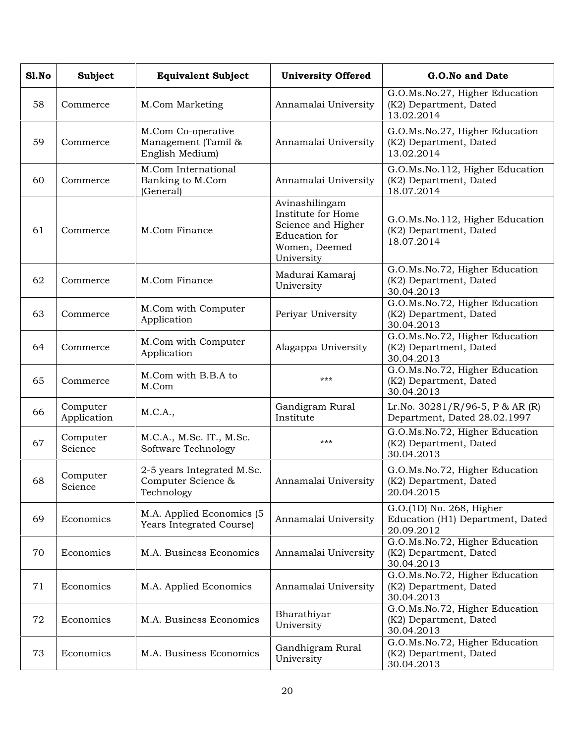| Sl.No | Subject | Equivalent Subject | University Offered | G.O.No and Date |
|---|---|---|---|---|
| 58 | Commerce | M.Com Marketing | Annamalai University | G.O.Ms.No.27, Higher Education (K2) Department, Dated 13.02.2014 |
| 59 | Commerce | M.Com Co-operative Management (Tamil & English Medium) | Annamalai University | G.O.Ms.No.27, Higher Education (K2) Department, Dated 13.02.2014 |
| 60 | Commerce | M.Com International Banking to M.Com (General) | Annamalai University | G.O.Ms.No.112, Higher Education (K2) Department, Dated 18.07.2014 |
| 61 | Commerce | M.Com Finance | Avinashilingam Institute for Home Science and Higher Education for Women, Deemed University | G.O.Ms.No.112, Higher Education (K2) Department, Dated 18.07.2014 |
| 62 | Commerce | M.Com Finance | Madurai Kamaraj University | G.O.Ms.No.72, Higher Education (K2) Department, Dated 30.04.2013 |
| 63 | Commerce | M.Com with Computer Application | Periyar University | G.O.Ms.No.72, Higher Education (K2) Department, Dated 30.04.2013 |
| 64 | Commerce | M.Com with Computer Application | Alagappa University | G.O.Ms.No.72, Higher Education (K2) Department, Dated 30.04.2013 |
| 65 | Commerce | M.Com with B.B.A to M.Com | *** | G.O.Ms.No.72, Higher Education (K2) Department, Dated 30.04.2013 |
| 66 | Computer Application | M.C.A., | Gandigram Rural Institute | Lr.No. 30281/R/96-5, P & AR (R) Department, Dated 28.02.1997 |
| 67 | Computer Science | M.C.A., M.Sc. IT., M.Sc. Software Technology | *** | G.O.Ms.No.72, Higher Education (K2) Department, Dated 30.04.2013 |
| 68 | Computer Science | 2-5 years Integrated M.Sc. Computer Science & Technology | Annamalai University | G.O.Ms.No.72, Higher Education (K2) Department, Dated 20.04.2015 |
| 69 | Economics | M.A. Applied Economics (5 Years Integrated Course) | Annamalai University | G.O.(1D) No. 268, Higher Education (H1) Department, Dated 20.09.2012 |
| 70 | Economics | M.A. Business Economics | Annamalai University | G.O.Ms.No.72, Higher Education (K2) Department, Dated 30.04.2013 |
| 71 | Economics | M.A. Applied Economics | Annamalai University | G.O.Ms.No.72, Higher Education (K2) Department, Dated 30.04.2013 |
| 72 | Economics | M.A. Business Economics | Bharathiyar University | G.O.Ms.No.72, Higher Education (K2) Department, Dated 30.04.2013 |
| 73 | Economics | M.A. Business Economics | Gandhigram Rural University | G.O.Ms.No.72, Higher Education (K2) Department, Dated 30.04.2013 |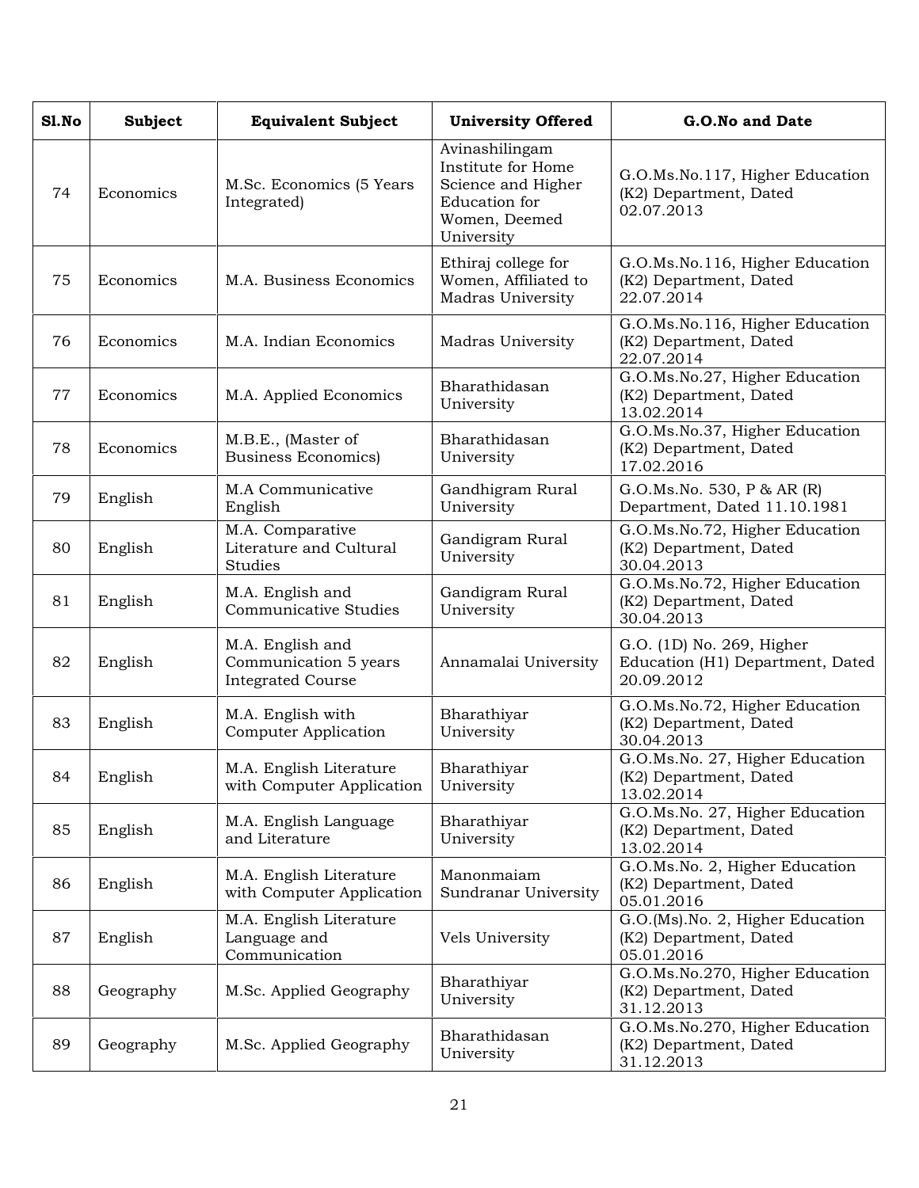| Sl.No | Subject | Equivalent Subject | University Offered | G.O.No and Date |
|---|---|---|---|---|
| 74 | Economics | M.Sc. Economics (5 Years Integrated) | Avinashilingam Institute for Home Science and Higher Education for Women, Deemed University | G.O.Ms.No.117, Higher Education (K2) Department, Dated 02.07.2013 |
| 75 | Economics | M.A. Business Economics | Ethiraj college for Women, Affiliated to Madras University | G.O.Ms.No.116, Higher Education (K2) Department, Dated 22.07.2014 |
| 76 | Economics | M.A. Indian Economics | Madras University | G.O.Ms.No.116, Higher Education (K2) Department, Dated 22.07.2014 |
| 77 | Economics | M.A. Applied Economics | Bharathidasan University | G.O.Ms.No.27, Higher Education (K2) Department, Dated 13.02.2014 |
| 78 | Economics | M.B.E., (Master of Business Economics) | Bharathidasan University | G.O.Ms.No.37, Higher Education (K2) Department, Dated 17.02.2016 |
| 79 | English | M.A Communicative English | Gandhigram Rural University | G.O.Ms.No. 530, P & AR (R) Department, Dated 11.10.1981 |
| 80 | English | M.A. Comparative Literature and Cultural Studies | Gandigram Rural University | G.O.Ms.No.72, Higher Education (K2) Department, Dated 30.04.2013 |
| 81 | English | M.A. English and Communicative Studies | Gandigram Rural University | G.O.Ms.No.72, Higher Education (K2) Department, Dated 30.04.2013 |
| 82 | English | M.A. English and Communication 5 years Integrated Course | Annamalai University | G.O. (1D) No. 269, Higher Education (H1) Department, Dated 20.09.2012 |
| 83 | English | M.A. English with Computer Application | Bharathiyar University | G.O.Ms.No.72, Higher Education (K2) Department, Dated 30.04.2013 |
| 84 | English | M.A. English Literature with Computer Application | Bharathiyar University | G.O.Ms.No. 27, Higher Education (K2) Department, Dated 13.02.2014 |
| 85 | English | M.A. English Language and Literature | Bharathiyar University | G.O.Ms.No. 27, Higher Education (K2) Department, Dated 13.02.2014 |
| 86 | English | M.A. English Literature with Computer Application | Manonmaiam Sundranar University | G.O.Ms.No. 2, Higher Education (K2) Department, Dated 05.01.2016 |
| 87 | English | M.A. English Literature Language and Communication | Vels University | G.O.(Ms).No. 2, Higher Education (K2) Department, Dated 05.01.2016 |
| 88 | Geography | M.Sc. Applied Geography | Bharathiyar University | G.O.Ms.No.270, Higher Education (K2) Department, Dated 31.12.2013 |
| 89 | Geography | M.Sc. Applied Geography | Bharathidasan University | G.O.Ms.No.270, Higher Education (K2) Department, Dated 31.12.2013 |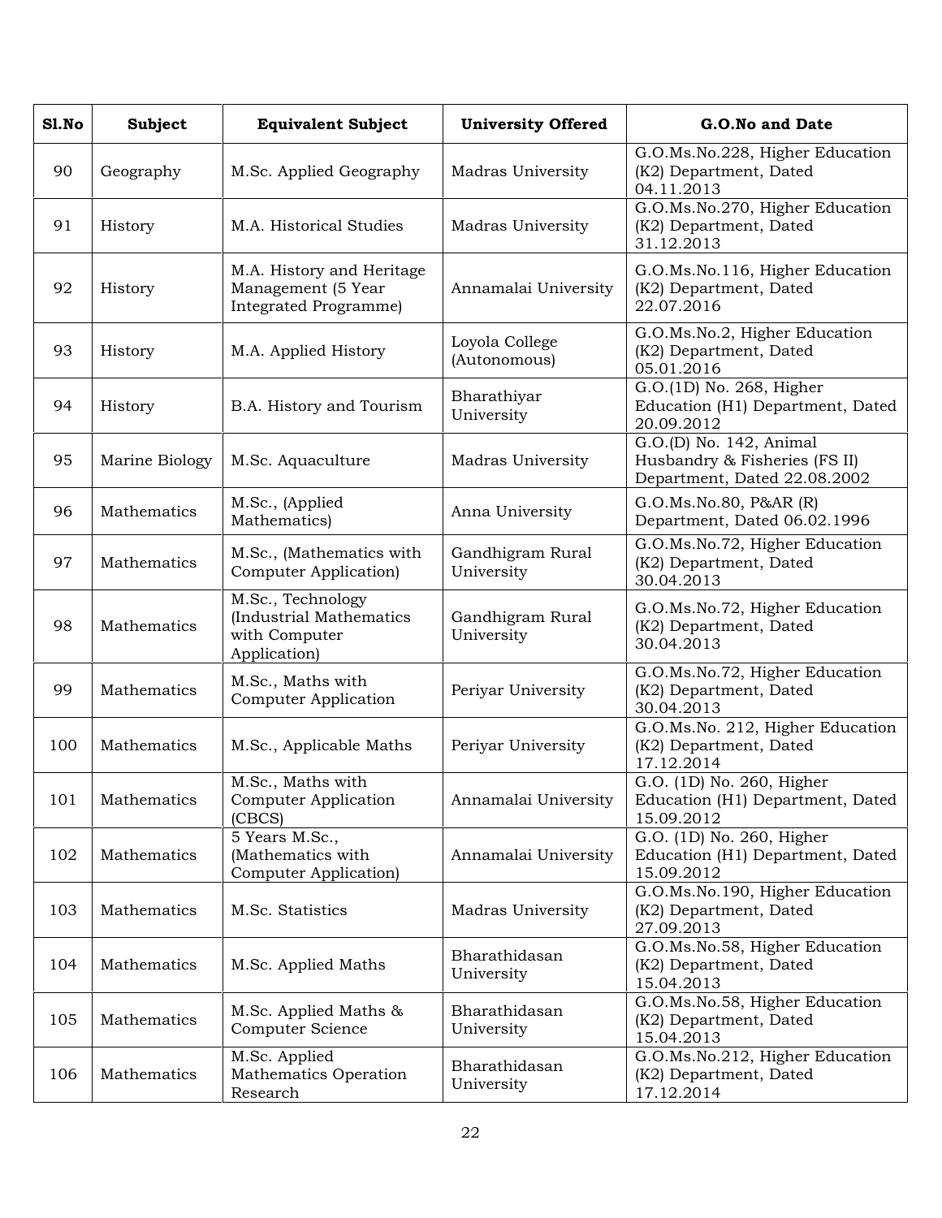| Sl.No | Subject | Equivalent Subject | University Offered | G.O.No and Date |
|---|---|---|---|---|
| 90 | Geography | M.Sc. Applied Geography | Madras University | G.O.Ms.No.228, Higher Education (K2) Department, Dated 04.11.2013 |
| 91 | History | M.A. Historical Studies | Madras University | G.O.Ms.No.270, Higher Education (K2) Department, Dated 31.12.2013 |
| 92 | History | M.A. History and Heritage Management (5 Year Integrated Programme) | Annamalai University | G.O.Ms.No.116, Higher Education (K2) Department, Dated 22.07.2016 |
| 93 | History | M.A. Applied History | Loyola College (Autonomous) | G.O.Ms.No.2, Higher Education (K2) Department, Dated 05.01.2016 |
| 94 | History | B.A. History and Tourism | Bharathiyar University | G.O.(1D) No. 268, Higher Education (H1) Department, Dated 20.09.2012 |
| 95 | Marine Biology | M.Sc. Aquaculture | Madras University | G.O.(D) No. 142, Animal Husbandry & Fisheries (FS II) Department, Dated 22.08.2002 |
| 96 | Mathematics | M.Sc., (Applied Mathematics) | Anna University | G.O.Ms.No.80, P&AR (R) Department, Dated 06.02.1996 |
| 97 | Mathematics | M.Sc., (Mathematics with Computer Application) | Gandhigram Rural University | G.O.Ms.No.72, Higher Education (K2) Department, Dated 30.04.2013 |
| 98 | Mathematics | M.Sc., Technology (Industrial Mathematics with Computer Application) | Gandhigram Rural University | G.O.Ms.No.72, Higher Education (K2) Department, Dated 30.04.2013 |
| 99 | Mathematics | M.Sc., Maths with Computer Application | Periyar University | G.O.Ms.No.72, Higher Education (K2) Department, Dated 30.04.2013 |
| 100 | Mathematics | M.Sc., Applicable Maths | Periyar University | G.O.Ms.No. 212, Higher Education (K2) Department, Dated 17.12.2014 |
| 101 | Mathematics | M.Sc., Maths with Computer Application (CBCS) | Annamalai University | G.O. (1D) No. 260, Higher Education (H1) Department, Dated 15.09.2012 |
| 102 | Mathematics | 5 Years M.Sc., (Mathematics with Computer Application) | Annamalai University | G.O. (1D) No. 260, Higher Education (H1) Department, Dated 15.09.2012 |
| 103 | Mathematics | M.Sc. Statistics | Madras University | G.O.Ms.No.190, Higher Education (K2) Department, Dated 27.09.2013 |
| 104 | Mathematics | M.Sc. Applied Maths | Bharathidasan University | G.O.Ms.No.58, Higher Education (K2) Department, Dated 15.04.2013 |
| 105 | Mathematics | M.Sc. Applied Maths & Computer Science | Bharathidasan University | G.O.Ms.No.58, Higher Education (K2) Department, Dated 15.04.2013 |
| 106 | Mathematics | M.Sc. Applied Mathematics Operation Research | Bharathidasan University | G.O.Ms.No.212, Higher Education (K2) Department, Dated 17.12.2014 |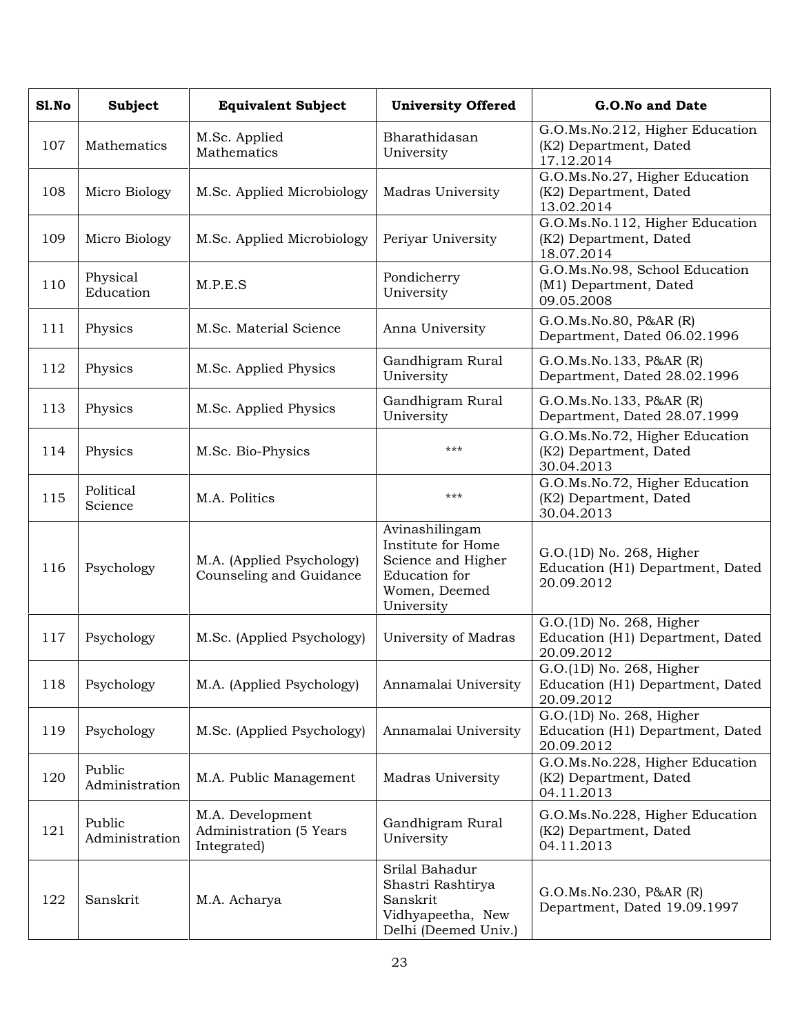| Sl.No | Subject | Equivalent Subject | University Offered | G.O.No and Date |
|---|---|---|---|---|
| 107 | Mathematics | M.Sc. Applied Mathematics | Bharathidasan University | G.O.Ms.No.212, Higher Education (K2) Department, Dated 17.12.2014 |
| 108 | Micro Biology | M.Sc. Applied Microbiology | Madras University | G.O.Ms.No.27, Higher Education (K2) Department, Dated 13.02.2014 |
| 109 | Micro Biology | M.Sc. Applied Microbiology | Periyar University | G.O.Ms.No.112, Higher Education (K2) Department, Dated 18.07.2014 |
| 110 | Physical Education | M.P.E.S | Pondicherry University | G.O.Ms.No.98, School Education (M1) Department, Dated 09.05.2008 |
| 111 | Physics | M.Sc. Material Science | Anna University | G.O.Ms.No.80, P&AR (R) Department, Dated 06.02.1996 |
| 112 | Physics | M.Sc. Applied Physics | Gandhigram Rural University | G.O.Ms.No.133, P&AR (R) Department, Dated 28.02.1996 |
| 113 | Physics | M.Sc. Applied Physics | Gandhigram Rural University | G.O.Ms.No.133, P&AR (R) Department, Dated 28.07.1999 |
| 114 | Physics | M.Sc. Bio-Physics | *** | G.O.Ms.No.72, Higher Education (K2) Department, Dated 30.04.2013 |
| 115 | Political Science | M.A. Politics | *** | G.O.Ms.No.72, Higher Education (K2) Department, Dated 30.04.2013 |
| 116 | Psychology | M.A. (Applied Psychology) Counseling and Guidance | Avinashilingam Institute for Home Science and Higher Education for Women, Deemed University | G.O.(1D) No. 268, Higher Education (H1) Department, Dated 20.09.2012 |
| 117 | Psychology | M.Sc. (Applied Psychology) | University of Madras | G.O.(1D) No. 268, Higher Education (H1) Department, Dated 20.09.2012 |
| 118 | Psychology | M.A. (Applied Psychology) | Annamalai University | G.O.(1D) No. 268, Higher Education (H1) Department, Dated 20.09.2012 |
| 119 | Psychology | M.Sc. (Applied Psychology) | Annamalai University | G.O.(1D) No. 268, Higher Education (H1) Department, Dated 20.09.2012 |
| 120 | Public Administration | M.A. Public Management | Madras University | G.O.Ms.No.228, Higher Education (K2) Department, Dated 04.11.2013 |
| 121 | Public Administration | M.A. Development Administration (5 Years Integrated) | Gandhigram Rural University | G.O.Ms.No.228, Higher Education (K2) Department, Dated 04.11.2013 |
| 122 | Sanskrit | M.A. Acharya | Srilal Bahadur Shastri Rashtirya Sanskrit Vidhyapeetha, New Delhi (Deemed Univ.) | G.O.Ms.No.230, P&AR (R) Department, Dated 19.09.1997 |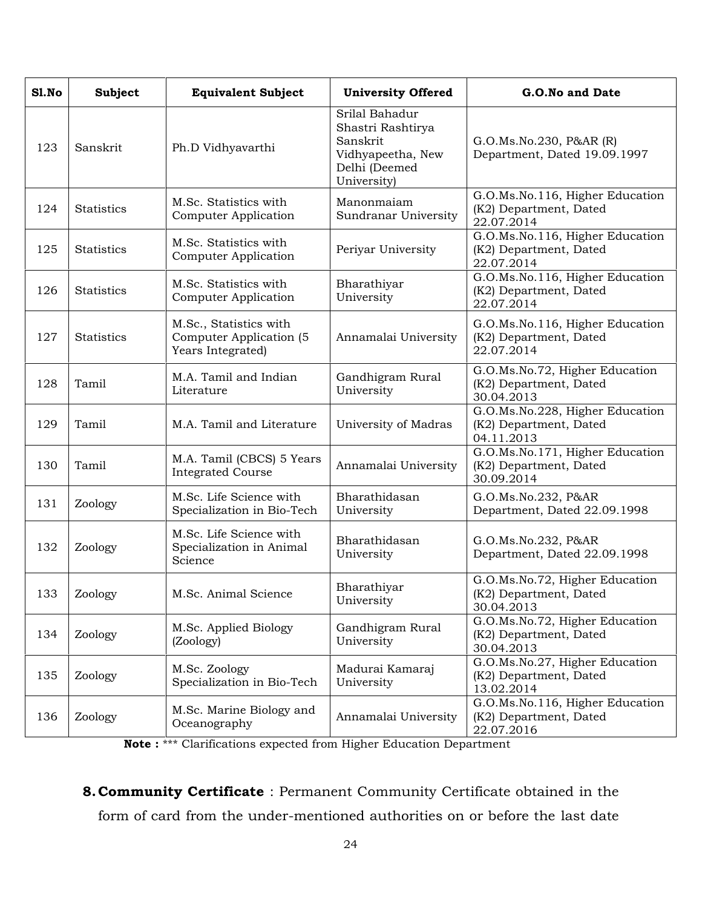| Sl.No | Subject | Equivalent Subject | University Offered | G.O.No and Date |
|---|---|---|---|---|
| 123 | Sanskrit | Ph.D Vidhyavarthi | Srilal Bahadur Shastri Rashtirya Sanskrit Vidhyapeetha, New Delhi (Deemed University) | G.O.Ms.No.230, P&AR (R) Department, Dated 19.09.1997 |
| 124 | Statistics | M.Sc. Statistics with Computer Application | Manonmaiam Sundranar University | G.O.Ms.No.116, Higher Education (K2) Department, Dated 22.07.2014 |
| 125 | Statistics | M.Sc. Statistics with Computer Application | Periyar University | G.O.Ms.No.116, Higher Education (K2) Department, Dated 22.07.2014 |
| 126 | Statistics | M.Sc. Statistics with Computer Application | Bharathiyar University | G.O.Ms.No.116, Higher Education (K2) Department, Dated 22.07.2014 |
| 127 | Statistics | M.Sc., Statistics with Computer Application (5 Years Integrated) | Annamalai University | G.O.Ms.No.116, Higher Education (K2) Department, Dated 22.07.2014 |
| 128 | Tamil | M.A. Tamil and Indian Literature | Gandhigram Rural University | G.O.Ms.No.72, Higher Education (K2) Department, Dated 30.04.2013 |
| 129 | Tamil | M.A. Tamil and Literature | University of Madras | G.O.Ms.No.228, Higher Education (K2) Department, Dated 04.11.2013 |
| 130 | Tamil | M.A. Tamil (CBCS) 5 Years Integrated Course | Annamalai University | G.O.Ms.No.171, Higher Education (K2) Department, Dated 30.09.2014 |
| 131 | Zoology | M.Sc. Life Science with Specialization in Bio-Tech | Bharathidasan University | G.O.Ms.No.232, P&AR Department, Dated 22.09.1998 |
| 132 | Zoology | M.Sc. Life Science with Specialization in Animal Science | Bharathidasan University | G.O.Ms.No.232, P&AR Department, Dated 22.09.1998 |
| 133 | Zoology | M.Sc. Animal Science | Bharathiyar University | G.O.Ms.No.72, Higher Education (K2) Department, Dated 30.04.2013 |
| 134 | Zoology | M.Sc. Applied Biology (Zoology) | Gandhigram Rural University | G.O.Ms.No.72, Higher Education (K2) Department, Dated 30.04.2013 |
| 135 | Zoology | M.Sc. Zoology Specialization in Bio-Tech | Madurai Kamaraj University | G.O.Ms.No.27, Higher Education (K2) Department, Dated 13.02.2014 |
| 136 | Zoology | M.Sc. Marine Biology and Oceanography | Annamalai University | G.O.Ms.No.116, Higher Education (K2) Department, Dated 22.07.2016 |

**Note :** *** Clarifications expected from Higher Education Department

8. **Community Certificate** : Permanent Community Certificate obtained in the form of card from the under-mentioned authorities on or before the last date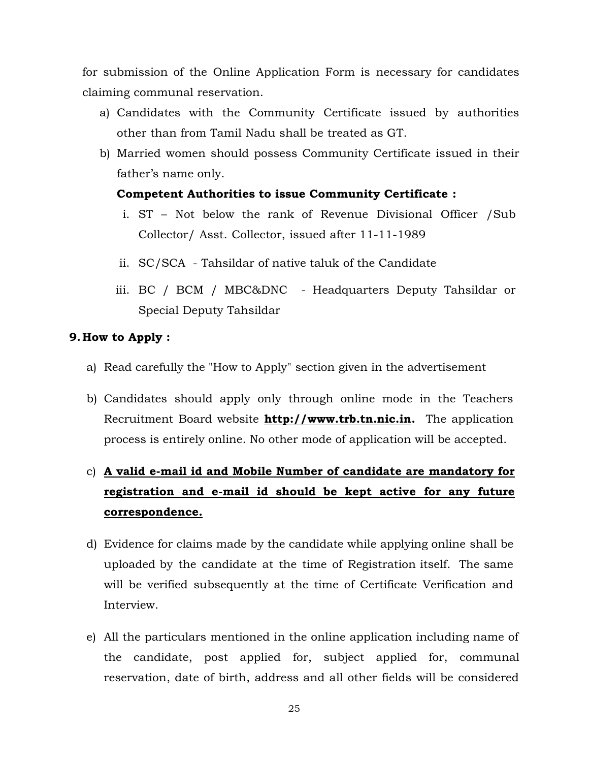for submission of the Online Application Form is necessary for candidates claiming communal reservation.

a) Candidates with the Community Certificate issued by authorities other than from Tamil Nadu shall be treated as GT.
b) Married women should possess Community Certificate issued in their father's name only.

**Competent Authorities to issue Community Certificate :**

i. ST – Not below the rank of Revenue Divisional Officer /Sub Collector/ Asst. Collector, issued after 11-11-1989
ii. SC/SCA - Tahsildar of native taluk of the Candidate
iii. BC / BCM / MBC&DNC - Headquarters Deputy Tahsildar or Special Deputy Tahsildar

**9. How to Apply :**

a) Read carefully the "How to Apply" section given in the advertisement
b) Candidates should apply only through online mode in the Teachers Recruitment Board website **http://www.trb.tn.nic.in.** The application process is entirely online. No other mode of application will be accepted.
c) **A valid e-mail id and Mobile Number of candidate are mandatory for registration and e-mail id should be kept active for any future correspondence.**
d) Evidence for claims made by the candidate while applying online shall be uploaded by the candidate at the time of Registration itself. The same will be verified subsequently at the time of Certificate Verification and Interview.
e) All the particulars mentioned in the online application including name of the candidate, post applied for, subject applied for, communal reservation, date of birth, address and all other fields will be considered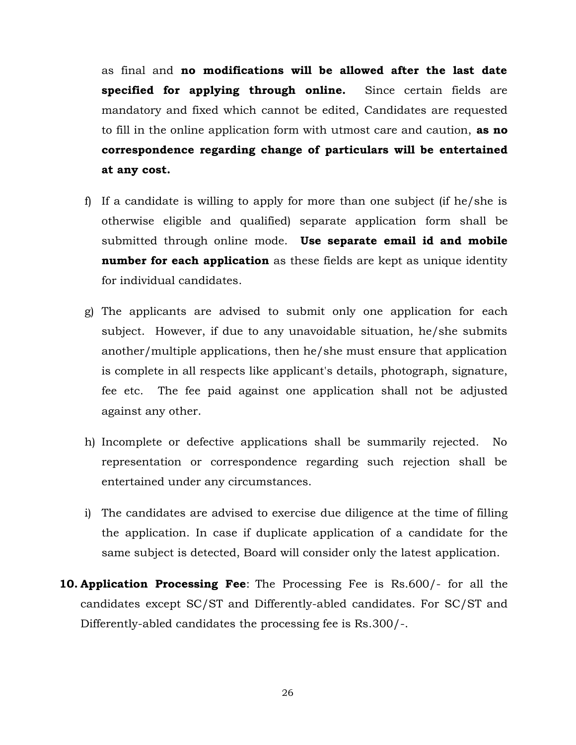as final and **no modifications will be allowed after the last date specified for applying through online.** Since certain fields are mandatory and fixed which cannot be edited, Candidates are requested to fill in the online application form with utmost care and caution, **as no correspondence regarding change of particulars will be entertained at any cost.**

f) If a candidate is willing to apply for more than one subject (if he/she is otherwise eligible and qualified) separate application form shall be submitted through online mode. **Use separate email id and mobile number for each application** as these fields are kept as unique identity for individual candidates.

g) The applicants are advised to submit only one application for each subject. However, if due to any unavoidable situation, he/she submits another/multiple applications, then he/she must ensure that application is complete in all respects like applicant's details, photograph, signature, fee etc. The fee paid against one application shall not be adjusted against any other.

h) Incomplete or defective applications shall be summarily rejected. No representation or correspondence regarding such rejection shall be entertained under any circumstances.

i) The candidates are advised to exercise due diligence at the time of filling the application. In case if duplicate application of a candidate for the same subject is detected, Board will consider only the latest application.

**10. Application Processing Fee**: The Processing Fee is Rs.600/- for all the candidates except SC/ST and Differently-abled candidates. For SC/ST and Differently-abled candidates the processing fee is Rs.300/-.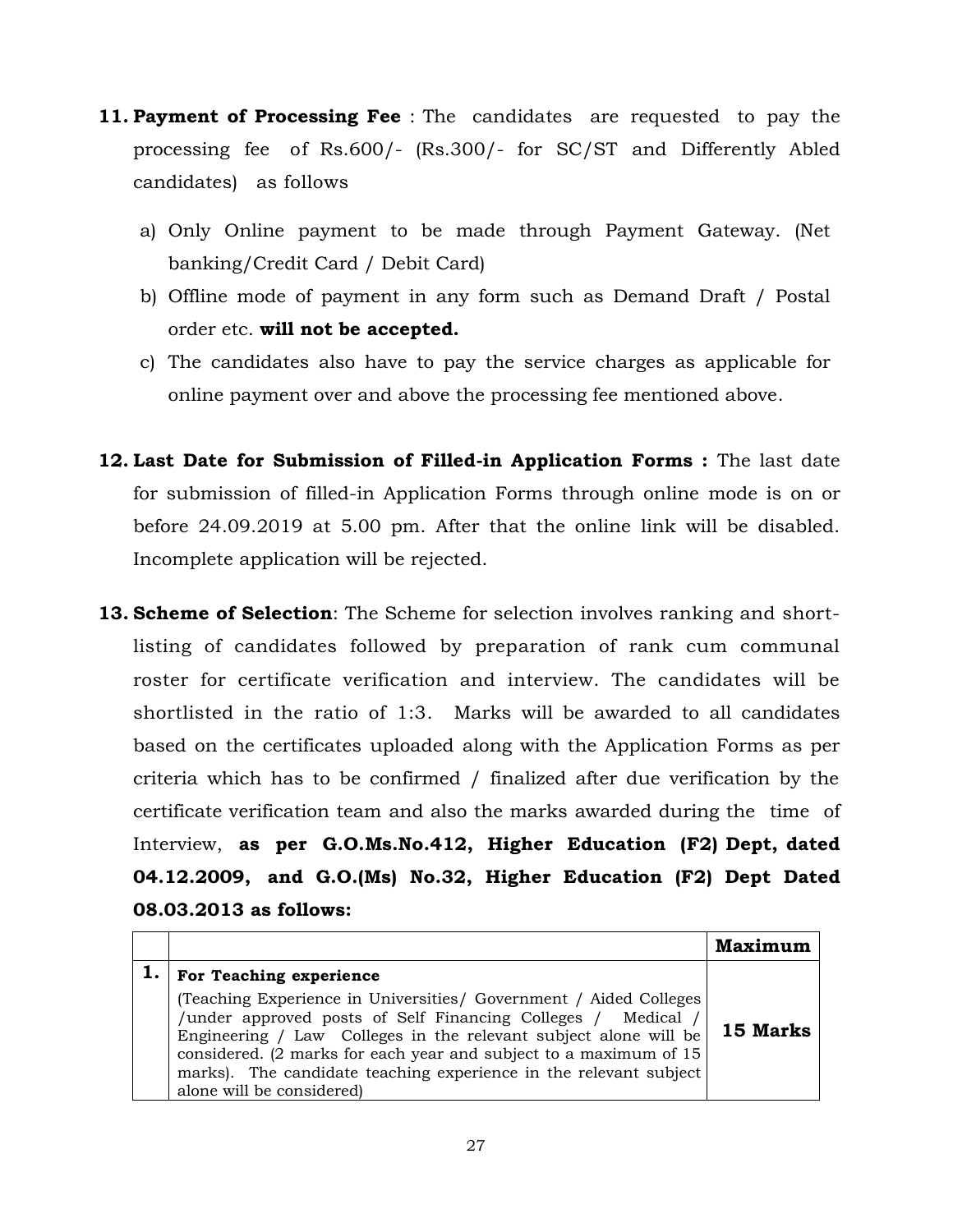11. **Payment of Processing Fee** : The candidates are requested to pay the processing fee of Rs.600/- (Rs.300/- for SC/ST and Differently Abled candidates) as follows

    a) Only Online payment to be made through Payment Gateway. (Net banking/Credit Card / Debit Card)

    b) Offline mode of payment in any form such as Demand Draft / Postal order etc. **will not be accepted.**

    c) The candidates also have to pay the service charges as applicable for online payment over and above the processing fee mentioned above.

12. **Last Date for Submission of Filled-in Application Forms :** The last date for submission of filled-in Application Forms through online mode is on or before 24.09.2019 at 5.00 pm. After that the online link will be disabled. Incomplete application will be rejected.

13. **Scheme of Selection**: The Scheme for selection involves ranking and short-listing of candidates followed by preparation of rank cum communal roster for certificate verification and interview. The candidates will be shortlisted in the ratio of 1:3. Marks will be awarded to all candidates based on the certificates uploaded along with the Application Forms as per criteria which has to be confirmed / finalized after due verification by the certificate verification team and also the marks awarded during the time of Interview, **as per G.O.Ms.No.412, Higher Education (F2) Dept, dated 04.12.2009, and G.O.(Ms) No.32, Higher Education (F2) Dept Dated 08.03.2013 as follows:**

| | | **Maximum** |
|---|---|---|
| **1.** | **For Teaching experience**<br>(Teaching Experience in Universities/ Government / Aided Colleges /under approved posts of Self Financing Colleges / Medical / Engineering / Law Colleges in the relevant subject alone will be considered. (2 marks for each year and subject to a maximum of 15 marks). The candidate teaching experience in the relevant subject alone will be considered) | **15 Marks** |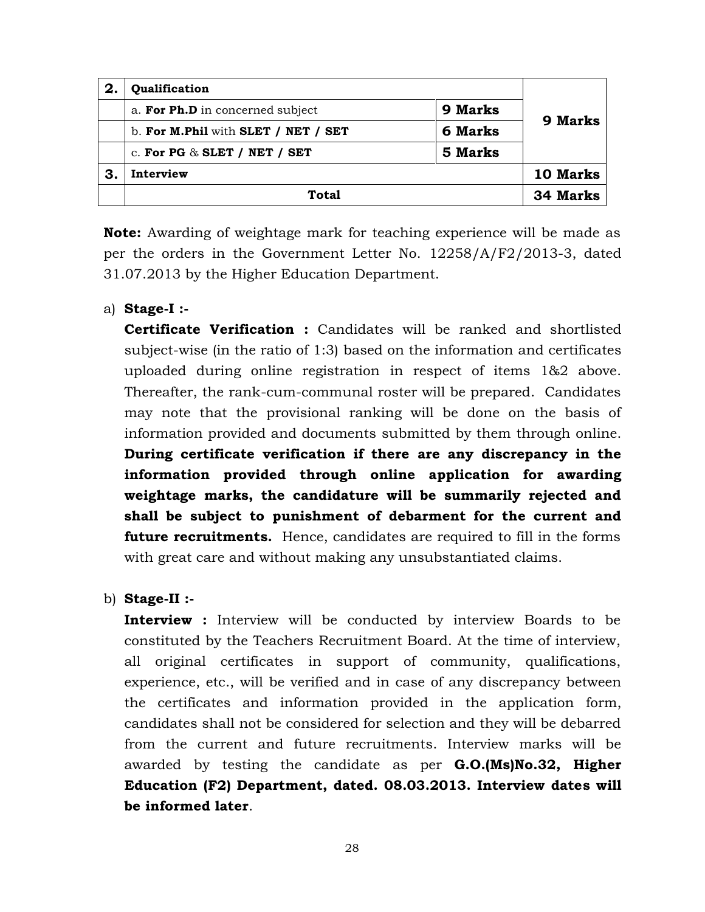| 2. | **Qualification** | | |
|---|---|---|---|
| | a. **For Ph.D** in concerned subject | **9 Marks** | **9 Marks** |
| | b. **For M.Phil** with **SLET / NET / SET** | **6 Marks** | |
| | c. **For PG** & **SLET / NET / SET** | **5 Marks** | |
| **3.** | **Interview** | | **10 Marks** |
| | **Total** | | **34 Marks** |

**Note:** Awarding of weightage mark for teaching experience will be made as per the orders in the Government Letter No. 12258/A/F2/2013-3, dated 31.07.2013 by the Higher Education Department.

a) **Stage-I :-**

**Certificate Verification :** Candidates will be ranked and shortlisted subject-wise (in the ratio of 1:3) based on the information and certificates uploaded during online registration in respect of items 1&2 above. Thereafter, the rank-cum-communal roster will be prepared. Candidates may note that the provisional ranking will be done on the basis of information provided and documents submitted by them through online. **During certificate verification if there are any discrepancy in the information provided through online application for awarding weightage marks, the candidature will be summarily rejected and shall be subject to punishment of debarment for the current and future recruitments.** Hence, candidates are required to fill in the forms with great care and without making any unsubstantiated claims.

b) **Stage-II :-**

**Interview :** Interview will be conducted by interview Boards to be constituted by the Teachers Recruitment Board. At the time of interview, all original certificates in support of community, qualifications, experience, etc., will be verified and in case of any discrepancy between the certificates and information provided in the application form, candidates shall not be considered for selection and they will be debarred from the current and future recruitments. Interview marks will be awarded by testing the candidate as per **G.O.(Ms)No.32, Higher Education (F2) Department, dated. 08.03.2013. Interview dates will be informed later**.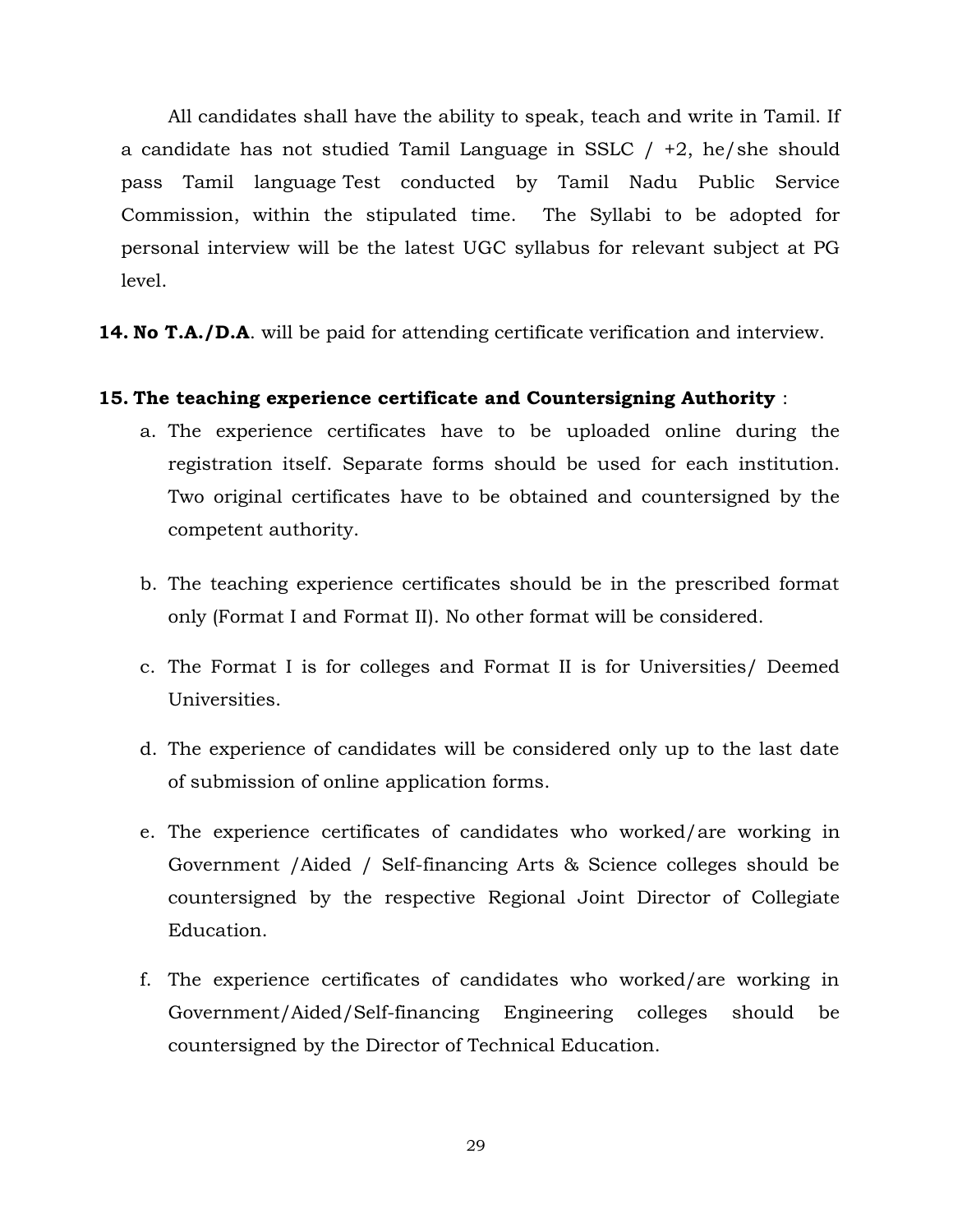All candidates shall have the ability to speak, teach and write in Tamil. If a candidate has not studied Tamil Language in SSLC / +2, he/she should pass Tamil language Test conducted by Tamil Nadu Public Service Commission, within the stipulated time. The Syllabi to be adopted for personal interview will be the latest UGC syllabus for relevant subject at PG level.

**14. No T.A./D.A**. will be paid for attending certificate verification and interview.

**15. The teaching experience certificate and Countersigning Authority** :

a. The experience certificates have to be uploaded online during the registration itself. Separate forms should be used for each institution. Two original certificates have to be obtained and countersigned by the competent authority.

b. The teaching experience certificates should be in the prescribed format only (Format I and Format II). No other format will be considered.

c. The Format I is for colleges and Format II is for Universities/ Deemed Universities.

d. The experience of candidates will be considered only up to the last date of submission of online application forms.

e. The experience certificates of candidates who worked/are working in Government /Aided / Self-financing Arts & Science colleges should be countersigned by the respective Regional Joint Director of Collegiate Education.

f. The experience certificates of candidates who worked/are working in Government/Aided/Self-financing Engineering colleges should be countersigned by the Director of Technical Education.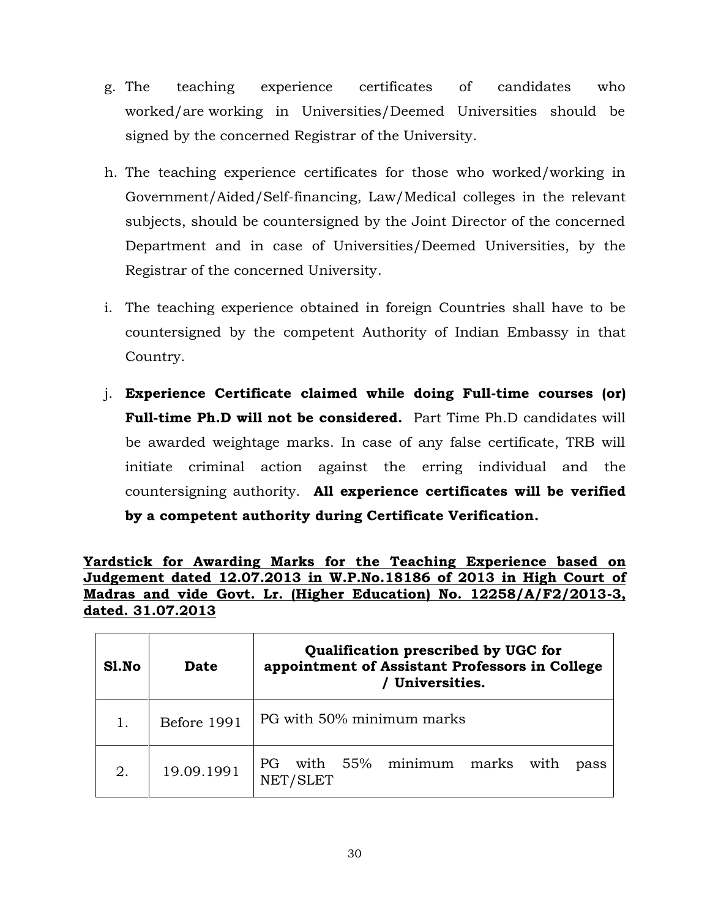g. The teaching experience certificates of candidates who worked/are working in Universities/Deemed Universities should be signed by the concerned Registrar of the University.

h. The teaching experience certificates for those who worked/working in Government/Aided/Self-financing, Law/Medical colleges in the relevant subjects, should be countersigned by the Joint Director of the concerned Department and in case of Universities/Deemed Universities, by the Registrar of the concerned University.

i. The teaching experience obtained in foreign Countries shall have to be countersigned by the competent Authority of Indian Embassy in that Country.

j. **Experience Certificate claimed while doing Full-time courses (or) Full-time Ph.D will not be considered.** Part Time Ph.D candidates will be awarded weightage marks. In case of any false certificate, TRB will initiate criminal action against the erring individual and the countersigning authority. **All experience certificates will be verified by a competent authority during Certificate Verification.**

**Yardstick for Awarding Marks for the Teaching Experience based on Judgement dated 12.07.2013 in W.P.No.18186 of 2013 in High Court of Madras and vide Govt. Lr. (Higher Education) No. 12258/A/F2/2013-3, dated. 31.07.2013**

| Sl.No | Date | Qualification prescribed by UGC for appointment of Assistant Professors in College / Universities. |
|---|---|---|
| 1. | Before 1991 | PG with 50% minimum marks |
| 2. | 19.09.1991 | PG with 55% minimum marks with pass NET/SLET |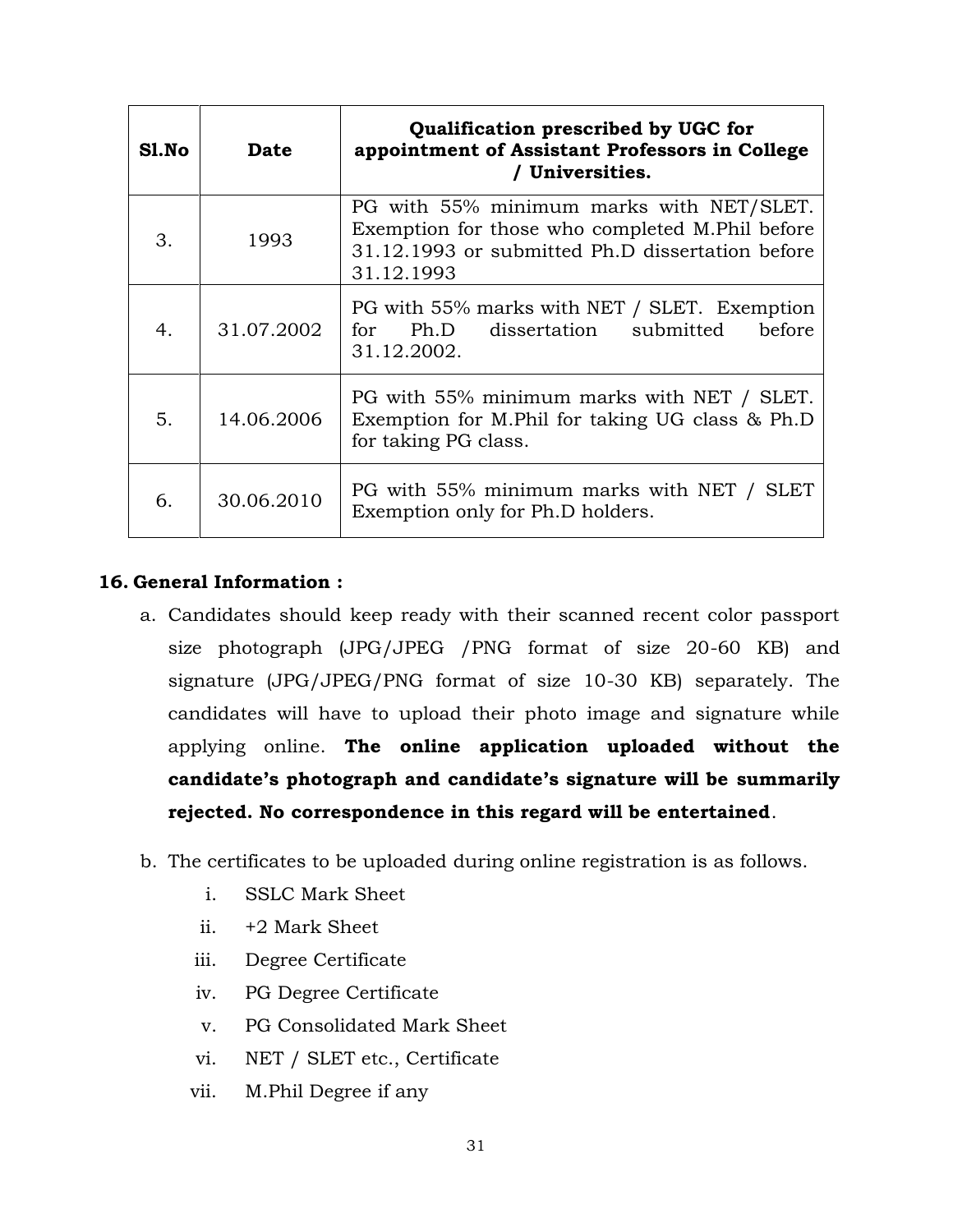| Sl.No | Date | Qualification prescribed by UGC for appointment of Assistant Professors in College / Universities. |
|---|---|---|
| 3. | 1993 | PG with 55% minimum marks with NET/SLET. Exemption for those who completed M.Phil before 31.12.1993 or submitted Ph.D dissertation before 31.12.1993 |
| 4. | 31.07.2002 | PG with 55% marks with NET / SLET. Exemption for Ph.D dissertation submitted before 31.12.2002. |
| 5. | 14.06.2006 | PG with 55% minimum marks with NET / SLET. Exemption for M.Phil for taking UG class & Ph.D for taking PG class. |
| 6. | 30.06.2010 | PG with 55% minimum marks with NET / SLET Exemption only for Ph.D holders. |

**16. General Information :**

a. Candidates should keep ready with their scanned recent color passport size photograph (JPG/JPEG /PNG format of size 20-60 KB) and signature (JPG/JPEG/PNG format of size 10-30 KB) separately. The candidates will have to upload their photo image and signature while applying online. **The online application uploaded without the candidate's photograph and candidate's signature will be summarily rejected. No correspondence in this regard will be entertained**.

b. The certificates to be uploaded during online registration is as follows.

   i. SSLC Mark Sheet
   ii. +2 Mark Sheet
   iii. Degree Certificate
   iv. PG Degree Certificate
   v. PG Consolidated Mark Sheet
   vi. NET / SLET etc., Certificate
   vii. M.Phil Degree if any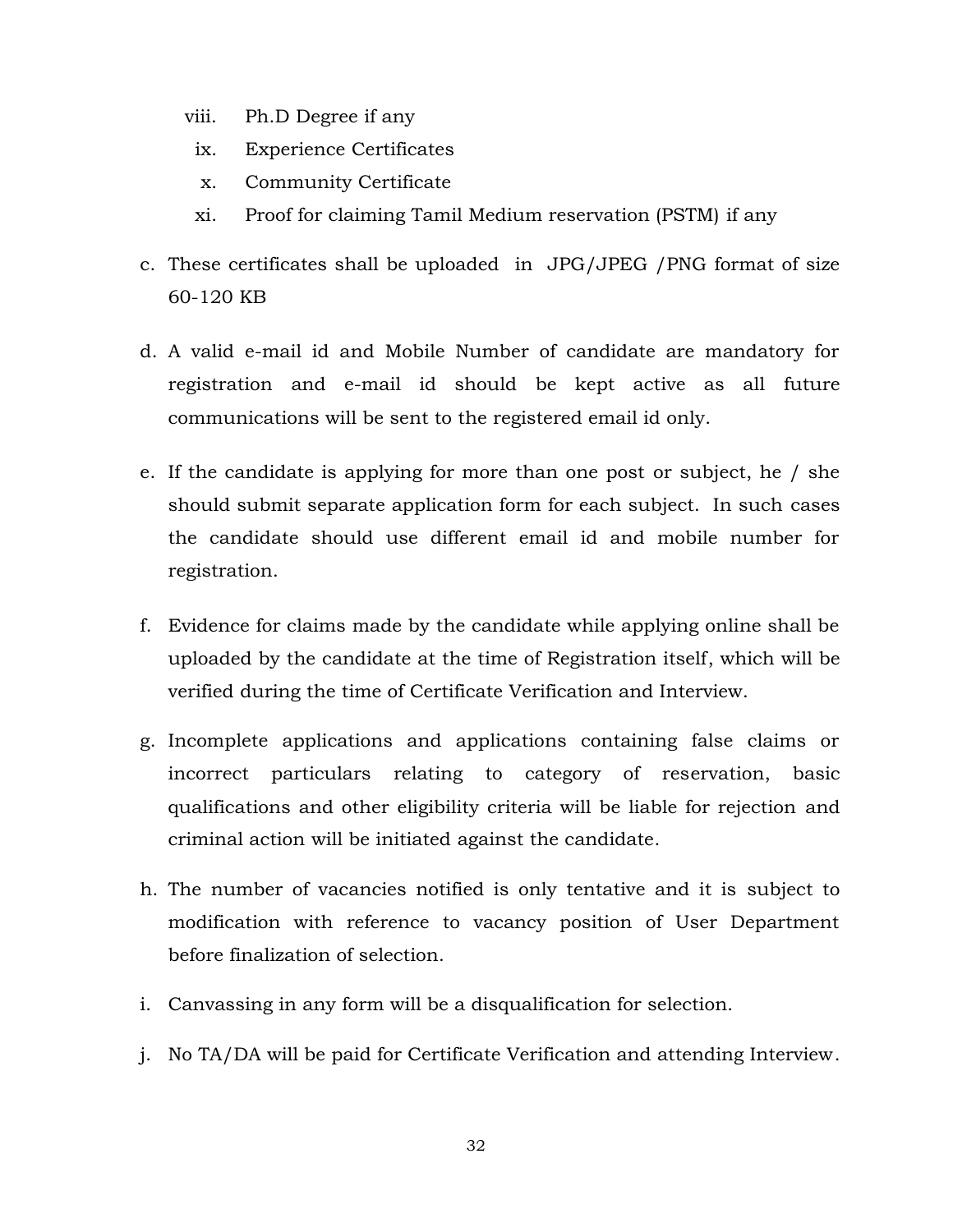viii. Ph.D Degree if any

ix. Experience Certificates

x. Community Certificate

xi. Proof for claiming Tamil Medium reservation (PSTM) if any

c. These certificates shall be uploaded in JPG/JPEG /PNG format of size 60-120 KB

d. A valid e-mail id and Mobile Number of candidate are mandatory for registration and e-mail id should be kept active as all future communications will be sent to the registered email id only.

e. If the candidate is applying for more than one post or subject, he / she should submit separate application form for each subject. In such cases the candidate should use different email id and mobile number for registration.

f. Evidence for claims made by the candidate while applying online shall be uploaded by the candidate at the time of Registration itself, which will be verified during the time of Certificate Verification and Interview.

g. Incomplete applications and applications containing false claims or incorrect particulars relating to category of reservation, basic qualifications and other eligibility criteria will be liable for rejection and criminal action will be initiated against the candidate.

h. The number of vacancies notified is only tentative and it is subject to modification with reference to vacancy position of User Department before finalization of selection.

i. Canvassing in any form will be a disqualification for selection.

j. No TA/DA will be paid for Certificate Verification and attending Interview.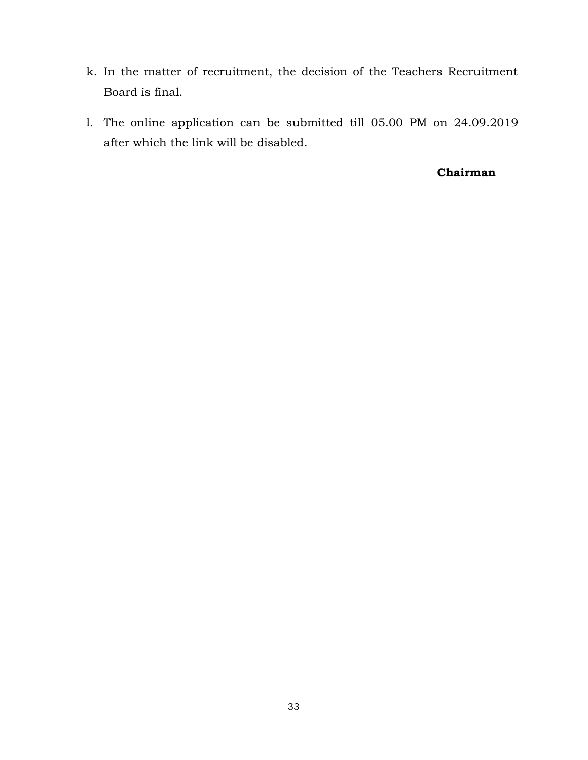k. In the matter of recruitment, the decision of the Teachers Recruitment Board is final.

l. The online application can be submitted till 05.00 PM on 24.09.2019 after which the link will be disabled.

**Chairman**